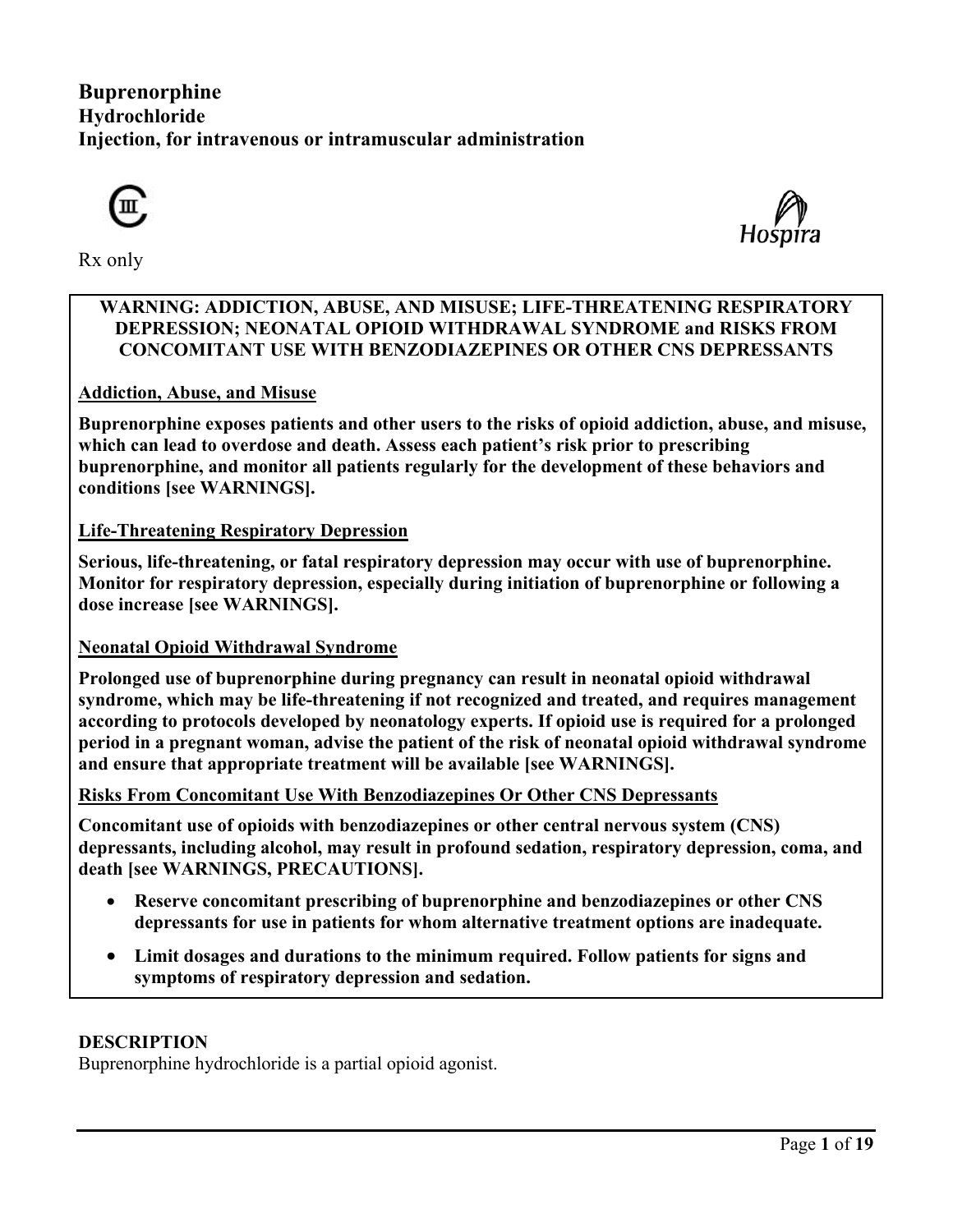# Buprenorphine

**Hydrochloride**

**Injection, for intravenous or intramuscular administration**

CIII

Hospira

Rx only

**WARNING: ADDICTION, ABUSE, AND MISUSE; LIFE-THREATENING RESPIRATORY DEPRESSION; NEONATAL OPIOID WITHDRAWAL SYNDROME and RISKS FROM CONCOMITANT USE WITH BENZODIAZEPINES OR OTHER CNS DEPRESSANTS**

**Addiction, Abuse, and Misuse**

**Buprenorphine exposes patients and other users to the risks of opioid addiction, abuse, and misuse, which can lead to overdose and death. Assess each patient's risk prior to prescribing buprenorphine, and monitor all patients regularly for the development of these behaviors and conditions [see WARNINGS].**

**Life-Threatening Respiratory Depression**

**Serious, life-threatening, or fatal respiratory depression may occur with use of buprenorphine. Monitor for respiratory depression, especially during initiation of buprenorphine or following a dose increase [see WARNINGS].**

**Neonatal Opioid Withdrawal Syndrome**

**Prolonged use of buprenorphine during pregnancy can result in neonatal opioid withdrawal syndrome, which may be life-threatening if not recognized and treated, and requires management according to protocols developed by neonatology experts. If opioid use is required for a prolonged period in a pregnant woman, advise the patient of the risk of neonatal opioid withdrawal syndrome and ensure that appropriate treatment will be available [see WARNINGS].**

**Risks From Concomitant Use With Benzodiazepines Or Other CNS Depressants**

**Concomitant use of opioids with benzodiazepines or other central nervous system (CNS) depressants, including alcohol, may result in profound sedation, respiratory depression, coma, and death [see WARNINGS, PRECAUTIONS].**

- **Reserve concomitant prescribing of buprenorphine and benzodiazepines or other CNS depressants for use in patients for whom alternative treatment options are inadequate.**
- **Limit dosages and durations to the minimum required. Follow patients for signs and symptoms of respiratory depression and sedation.**

## DESCRIPTION

Buprenorphine hydrochloride is a partial opioid agonist.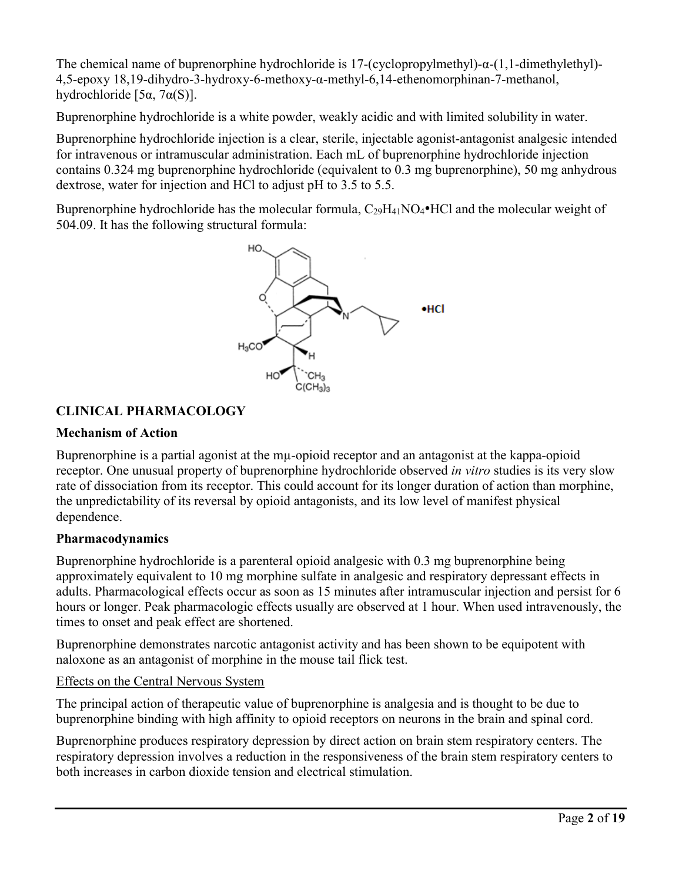The chemical name of buprenorphine hydrochloride is 17-(cyclopropylmethyl)-α-(1,1-dimethylethyl)-4,5-epoxy 18,19-dihydro-3-hydroxy-6-methoxy-α-methyl-6,14-ethenomorphinan-7-methanol, hydrochloride [5α, 7α(S)].

Buprenorphine hydrochloride is a white powder, weakly acidic and with limited solubility in water.

Buprenorphine hydrochloride injection is a clear, sterile, injectable agonist-antagonist analgesic intended for intravenous or intramuscular administration. Each mL of buprenorphine hydrochloride injection contains 0.324 mg buprenorphine hydrochloride (equivalent to 0.3 mg buprenorphine), 50 mg anhydrous dextrose, water for injection and HCl to adjust pH to 3.5 to 5.5.

Buprenorphine hydrochloride has the molecular formula, $C_{29}H_{41}NO_4$•HCl and the molecular weight of 504.09. It has the following structural formula:

## CLINICAL PHARMACOLOGY

### Mechanism of Action

Buprenorphine is a partial agonist at the mμ-opioid receptor and an antagonist at the kappa-opioid receptor. One unusual property of buprenorphine hydrochloride observed *in vitro* studies is its very slow rate of dissociation from its receptor. This could account for its longer duration of action than morphine, the unpredictability of its reversal by opioid antagonists, and its low level of manifest physical dependence.

### Pharmacodynamics

Buprenorphine hydrochloride is a parenteral opioid analgesic with 0.3 mg buprenorphine being approximately equivalent to 10 mg morphine sulfate in analgesic and respiratory depressant effects in adults. Pharmacological effects occur as soon as 15 minutes after intramuscular injection and persist for 6 hours or longer. Peak pharmacologic effects usually are observed at 1 hour. When used intravenously, the times to onset and peak effect are shortened.

Buprenorphine demonstrates narcotic antagonist activity and has been shown to be equipotent with naloxone as an antagonist of morphine in the mouse tail flick test.

Effects on the Central Nervous System

The principal action of therapeutic value of buprenorphine is analgesia and is thought to be due to buprenorphine binding with high affinity to opioid receptors on neurons in the brain and spinal cord.

Buprenorphine produces respiratory depression by direct action on brain stem respiratory centers. The respiratory depression involves a reduction in the responsiveness of the brain stem respiratory centers to both increases in carbon dioxide tension and electrical stimulation.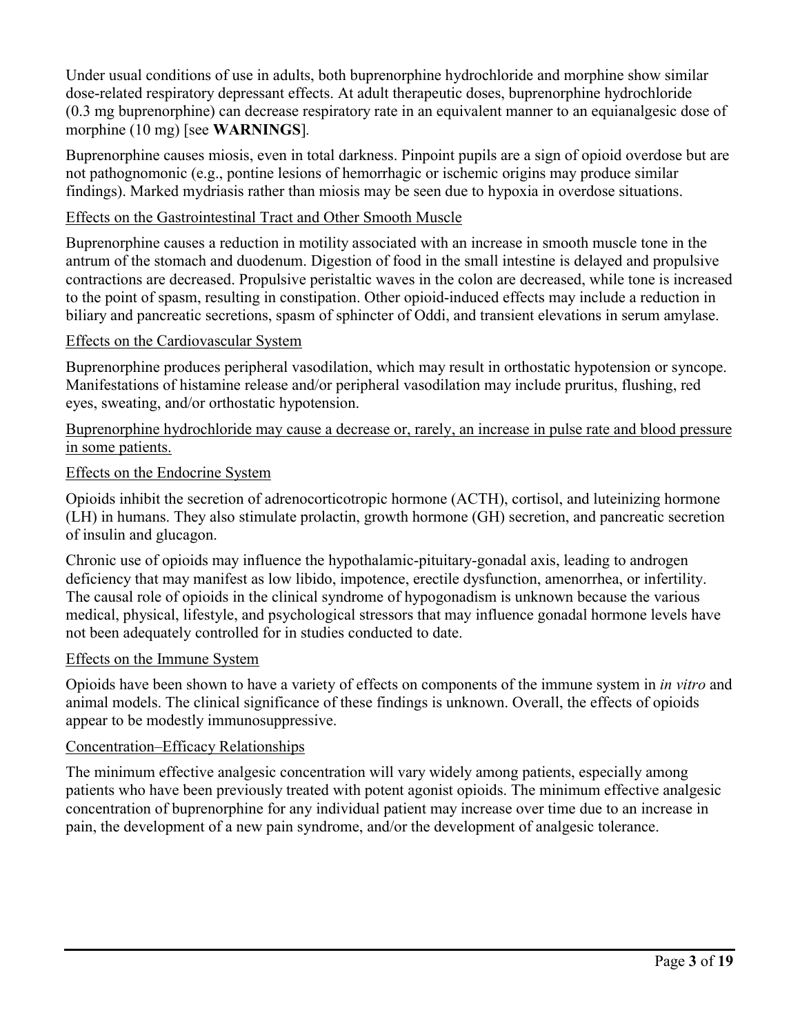Under usual conditions of use in adults, both buprenorphine hydrochloride and morphine show similar dose-related respiratory depressant effects. At adult therapeutic doses, buprenorphine hydrochloride (0.3 mg buprenorphine) can decrease respiratory rate in an equivalent manner to an equianalgesic dose of morphine (10 mg) [see **WARNINGS**].

Buprenorphine causes miosis, even in total darkness. Pinpoint pupils are a sign of opioid overdose but are not pathognomonic (e.g., pontine lesions of hemorrhagic or ischemic origins may produce similar findings). Marked mydriasis rather than miosis may be seen due to hypoxia in overdose situations.

Effects on the Gastrointestinal Tract and Other Smooth Muscle

Buprenorphine causes a reduction in motility associated with an increase in smooth muscle tone in the antrum of the stomach and duodenum. Digestion of food in the small intestine is delayed and propulsive contractions are decreased. Propulsive peristaltic waves in the colon are decreased, while tone is increased to the point of spasm, resulting in constipation. Other opioid-induced effects may include a reduction in biliary and pancreatic secretions, spasm of sphincter of Oddi, and transient elevations in serum amylase.

Effects on the Cardiovascular System

Buprenorphine produces peripheral vasodilation, which may result in orthostatic hypotension or syncope. Manifestations of histamine release and/or peripheral vasodilation may include pruritus, flushing, red eyes, sweating, and/or orthostatic hypotension.

Buprenorphine hydrochloride may cause a decrease or, rarely, an increase in pulse rate and blood pressure in some patients.

Effects on the Endocrine System

Opioids inhibit the secretion of adrenocorticotropic hormone (ACTH), cortisol, and luteinizing hormone (LH) in humans. They also stimulate prolactin, growth hormone (GH) secretion, and pancreatic secretion of insulin and glucagon.

Chronic use of opioids may influence the hypothalamic-pituitary-gonadal axis, leading to androgen deficiency that may manifest as low libido, impotence, erectile dysfunction, amenorrhea, or infertility. The causal role of opioids in the clinical syndrome of hypogonadism is unknown because the various medical, physical, lifestyle, and psychological stressors that may influence gonadal hormone levels have not been adequately controlled for in studies conducted to date.

Effects on the Immune System

Opioids have been shown to have a variety of effects on components of the immune system in *in vitro* and animal models. The clinical significance of these findings is unknown. Overall, the effects of opioids appear to be modestly immunosuppressive.

Concentration–Efficacy Relationships

The minimum effective analgesic concentration will vary widely among patients, especially among patients who have been previously treated with potent agonist opioids. The minimum effective analgesic concentration of buprenorphine for any individual patient may increase over time due to an increase in pain, the development of a new pain syndrome, and/or the development of analgesic tolerance.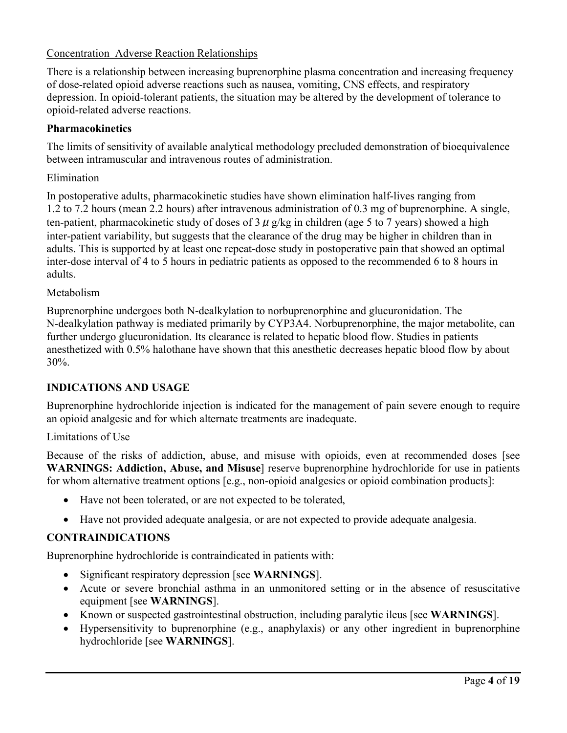Concentration–Adverse Reaction Relationships

There is a relationship between increasing buprenorphine plasma concentration and increasing frequency of dose-related opioid adverse reactions such as nausea, vomiting, CNS effects, and respiratory depression. In opioid-tolerant patients, the situation may be altered by the development of tolerance to opioid-related adverse reactions.

**Pharmacokinetics**

The limits of sensitivity of available analytical methodology precluded demonstration of bioequivalence between intramuscular and intravenous routes of administration.

Elimination

In postoperative adults, pharmacokinetic studies have shown elimination half-lives ranging from 1.2 to 7.2 hours (mean 2.2 hours) after intravenous administration of 0.3 mg of buprenorphine. A single, ten-patient, pharmacokinetic study of doses of 3 $\mu$ g/kg in children (age 5 to 7 years) showed a high inter-patient variability, but suggests that the clearance of the drug may be higher in children than in adults. This is supported by at least one repeat-dose study in postoperative pain that showed an optimal inter-dose interval of 4 to 5 hours in pediatric patients as opposed to the recommended 6 to 8 hours in adults.

Metabolism

Buprenorphine undergoes both N-dealkylation to norbuprenorphine and glucuronidation. The N-dealkylation pathway is mediated primarily by CYP3A4. Norbuprenorphine, the major metabolite, can further undergo glucuronidation. Its clearance is related to hepatic blood flow. Studies in patients anesthetized with 0.5% halothane have shown that this anesthetic decreases hepatic blood flow by about 30%.

## INDICATIONS AND USAGE

Buprenorphine hydrochloride injection is indicated for the management of pain severe enough to require an opioid analgesic and for which alternate treatments are inadequate.

Limitations of Use

Because of the risks of addiction, abuse, and misuse with opioids, even at recommended doses [see **WARNINGS: Addiction, Abuse, and Misuse**] reserve buprenorphine hydrochloride for use in patients for whom alternative treatment options [e.g., non-opioid analgesics or opioid combination products]:

- Have not been tolerated, or are not expected to be tolerated,
- Have not provided adequate analgesia, or are not expected to provide adequate analgesia.

## CONTRAINDICATIONS

Buprenorphine hydrochloride is contraindicated in patients with:

- Significant respiratory depression [see **WARNINGS**].
- Acute or severe bronchial asthma in an unmonitored setting or in the absence of resuscitative equipment [see **WARNINGS**].
- Known or suspected gastrointestinal obstruction, including paralytic ileus [see **WARNINGS**].
- Hypersensitivity to buprenorphine (e.g., anaphylaxis) or any other ingredient in buprenorphine hydrochloride [see **WARNINGS**].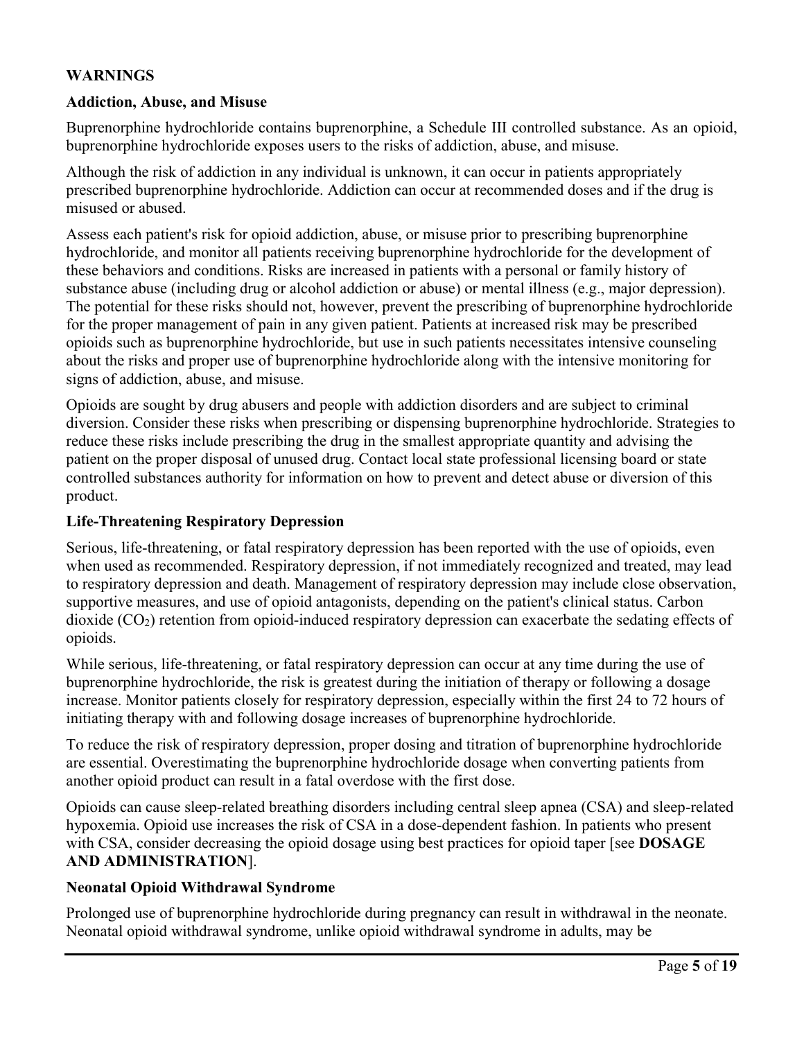## WARNINGS

### Addiction, Abuse, and Misuse

Buprenorphine hydrochloride contains buprenorphine, a Schedule III controlled substance. As an opioid, buprenorphine hydrochloride exposes users to the risks of addiction, abuse, and misuse.

Although the risk of addiction in any individual is unknown, it can occur in patients appropriately prescribed buprenorphine hydrochloride. Addiction can occur at recommended doses and if the drug is misused or abused.

Assess each patient's risk for opioid addiction, abuse, or misuse prior to prescribing buprenorphine hydrochloride, and monitor all patients receiving buprenorphine hydrochloride for the development of these behaviors and conditions. Risks are increased in patients with a personal or family history of substance abuse (including drug or alcohol addiction or abuse) or mental illness (e.g., major depression). The potential for these risks should not, however, prevent the prescribing of buprenorphine hydrochloride for the proper management of pain in any given patient. Patients at increased risk may be prescribed opioids such as buprenorphine hydrochloride, but use in such patients necessitates intensive counseling about the risks and proper use of buprenorphine hydrochloride along with the intensive monitoring for signs of addiction, abuse, and misuse.

Opioids are sought by drug abusers and people with addiction disorders and are subject to criminal diversion. Consider these risks when prescribing or dispensing buprenorphine hydrochloride. Strategies to reduce these risks include prescribing the drug in the smallest appropriate quantity and advising the patient on the proper disposal of unused drug. Contact local state professional licensing board or state controlled substances authority for information on how to prevent and detect abuse or diversion of this product.

### Life-Threatening Respiratory Depression

Serious, life-threatening, or fatal respiratory depression has been reported with the use of opioids, even when used as recommended. Respiratory depression, if not immediately recognized and treated, may lead to respiratory depression and death. Management of respiratory depression may include close observation, supportive measures, and use of opioid antagonists, depending on the patient's clinical status. Carbon dioxide ($CO_2$) retention from opioid-induced respiratory depression can exacerbate the sedating effects of opioids.

While serious, life-threatening, or fatal respiratory depression can occur at any time during the use of buprenorphine hydrochloride, the risk is greatest during the initiation of therapy or following a dosage increase. Monitor patients closely for respiratory depression, especially within the first 24 to 72 hours of initiating therapy with and following dosage increases of buprenorphine hydrochloride.

To reduce the risk of respiratory depression, proper dosing and titration of buprenorphine hydrochloride are essential. Overestimating the buprenorphine hydrochloride dosage when converting patients from another opioid product can result in a fatal overdose with the first dose.

Opioids can cause sleep-related breathing disorders including central sleep apnea (CSA) and sleep-related hypoxemia. Opioid use increases the risk of CSA in a dose-dependent fashion. In patients who present with CSA, consider decreasing the opioid dosage using best practices for opioid taper [see **DOSAGE AND ADMINISTRATION**].

### Neonatal Opioid Withdrawal Syndrome

Prolonged use of buprenorphine hydrochloride during pregnancy can result in withdrawal in the neonate. Neonatal opioid withdrawal syndrome, unlike opioid withdrawal syndrome in adults, may be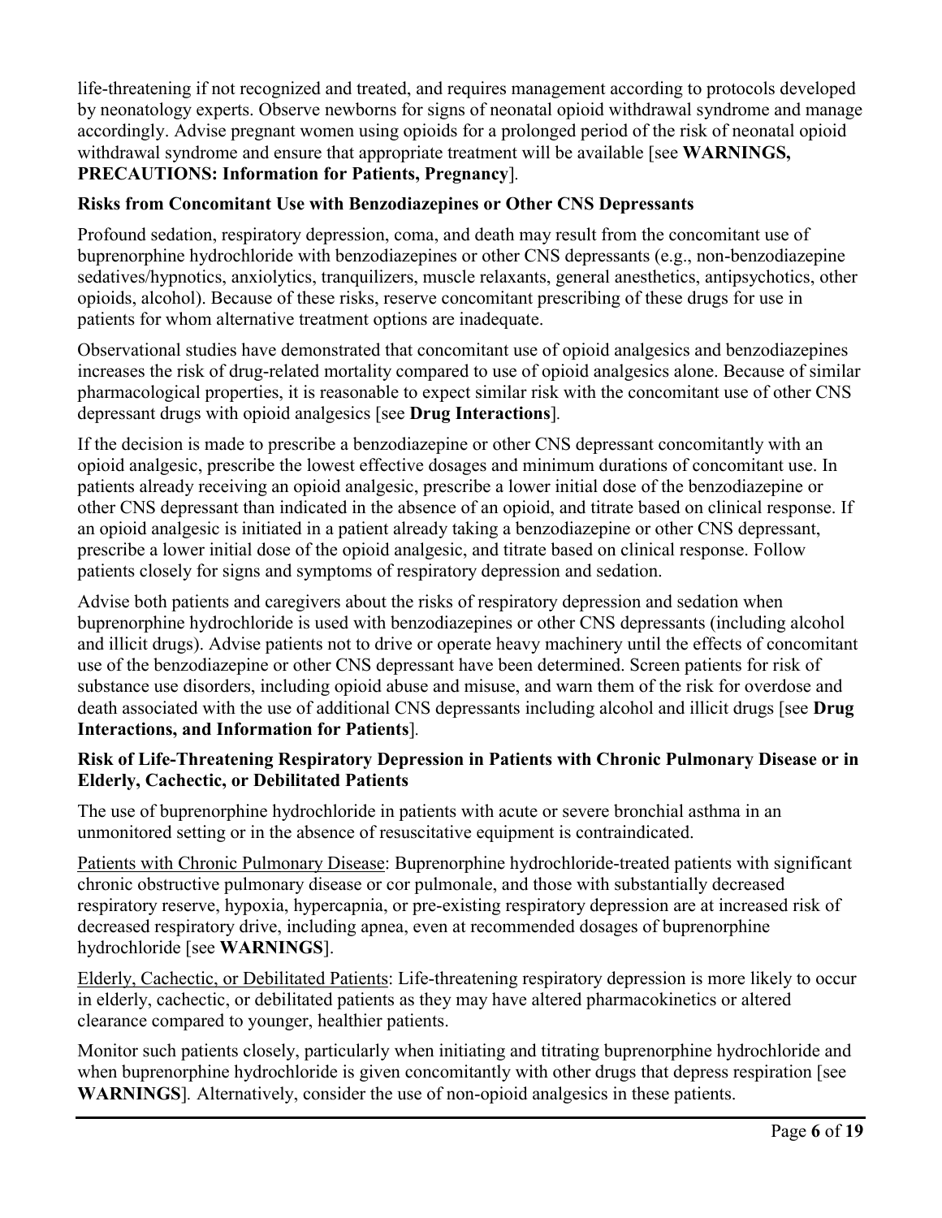life-threatening if not recognized and treated, and requires management according to protocols developed by neonatology experts. Observe newborns for signs of neonatal opioid withdrawal syndrome and manage accordingly. Advise pregnant women using opioids for a prolonged period of the risk of neonatal opioid withdrawal syndrome and ensure that appropriate treatment will be available [see **WARNINGS, PRECAUTIONS: Information for Patients, Pregnancy**].

**Risks from Concomitant Use with Benzodiazepines or Other CNS Depressants**

Profound sedation, respiratory depression, coma, and death may result from the concomitant use of buprenorphine hydrochloride with benzodiazepines or other CNS depressants (e.g., non-benzodiazepine sedatives/hypnotics, anxiolytics, tranquilizers, muscle relaxants, general anesthetics, antipsychotics, other opioids, alcohol). Because of these risks, reserve concomitant prescribing of these drugs for use in patients for whom alternative treatment options are inadequate.

Observational studies have demonstrated that concomitant use of opioid analgesics and benzodiazepines increases the risk of drug-related mortality compared to use of opioid analgesics alone. Because of similar pharmacological properties, it is reasonable to expect similar risk with the concomitant use of other CNS depressant drugs with opioid analgesics [see **Drug Interactions**].

If the decision is made to prescribe a benzodiazepine or other CNS depressant concomitantly with an opioid analgesic, prescribe the lowest effective dosages and minimum durations of concomitant use. In patients already receiving an opioid analgesic, prescribe a lower initial dose of the benzodiazepine or other CNS depressant than indicated in the absence of an opioid, and titrate based on clinical response. If an opioid analgesic is initiated in a patient already taking a benzodiazepine or other CNS depressant, prescribe a lower initial dose of the opioid analgesic, and titrate based on clinical response. Follow patients closely for signs and symptoms of respiratory depression and sedation.

Advise both patients and caregivers about the risks of respiratory depression and sedation when buprenorphine hydrochloride is used with benzodiazepines or other CNS depressants (including alcohol and illicit drugs). Advise patients not to drive or operate heavy machinery until the effects of concomitant use of the benzodiazepine or other CNS depressant have been determined. Screen patients for risk of substance use disorders, including opioid abuse and misuse, and warn them of the risk for overdose and death associated with the use of additional CNS depressants including alcohol and illicit drugs [see **Drug Interactions, and Information for Patients**].

**Risk of Life-Threatening Respiratory Depression in Patients with Chronic Pulmonary Disease or in Elderly, Cachectic, or Debilitated Patients**

The use of buprenorphine hydrochloride in patients with acute or severe bronchial asthma in an unmonitored setting or in the absence of resuscitative equipment is contraindicated.

Patients with Chronic Pulmonary Disease: Buprenorphine hydrochloride-treated patients with significant chronic obstructive pulmonary disease or cor pulmonale, and those with substantially decreased respiratory reserve, hypoxia, hypercapnia, or pre-existing respiratory depression are at increased risk of decreased respiratory drive, including apnea, even at recommended dosages of buprenorphine hydrochloride [see **WARNINGS**].

Elderly, Cachectic, or Debilitated Patients: Life-threatening respiratory depression is more likely to occur in elderly, cachectic, or debilitated patients as they may have altered pharmacokinetics or altered clearance compared to younger, healthier patients.

Monitor such patients closely, particularly when initiating and titrating buprenorphine hydrochloride and when buprenorphine hydrochloride is given concomitantly with other drugs that depress respiration [see **WARNINGS**]. Alternatively, consider the use of non-opioid analgesics in these patients.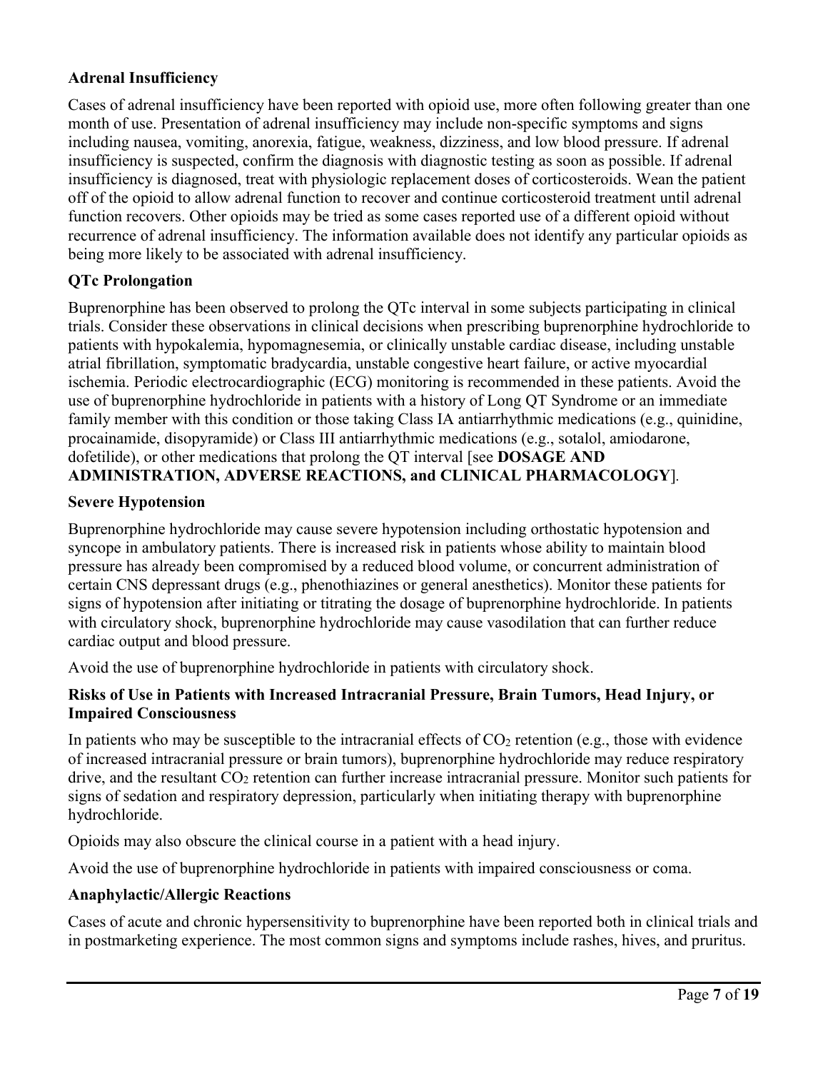**Adrenal Insufficiency**

Cases of adrenal insufficiency have been reported with opioid use, more often following greater than one month of use. Presentation of adrenal insufficiency may include non-specific symptoms and signs including nausea, vomiting, anorexia, fatigue, weakness, dizziness, and low blood pressure. If adrenal insufficiency is suspected, confirm the diagnosis with diagnostic testing as soon as possible. If adrenal insufficiency is diagnosed, treat with physiologic replacement doses of corticosteroids. Wean the patient off of the opioid to allow adrenal function to recover and continue corticosteroid treatment until adrenal function recovers. Other opioids may be tried as some cases reported use of a different opioid without recurrence of adrenal insufficiency. The information available does not identify any particular opioids as being more likely to be associated with adrenal insufficiency.

**QTc Prolongation**

Buprenorphine has been observed to prolong the QTc interval in some subjects participating in clinical trials. Consider these observations in clinical decisions when prescribing buprenorphine hydrochloride to patients with hypokalemia, hypomagnesemia, or clinically unstable cardiac disease, including unstable atrial fibrillation, symptomatic bradycardia, unstable congestive heart failure, or active myocardial ischemia. Periodic electrocardiographic (ECG) monitoring is recommended in these patients. Avoid the use of buprenorphine hydrochloride in patients with a history of Long QT Syndrome or an immediate family member with this condition or those taking Class IA antiarrhythmic medications (e.g., quinidine, procainamide, disopyramide) or Class III antiarrhythmic medications (e.g., sotalol, amiodarone, dofetilide), or other medications that prolong the QT interval [see **DOSAGE AND ADMINISTRATION, ADVERSE REACTIONS, and CLINICAL PHARMACOLOGY**].

**Severe Hypotension**

Buprenorphine hydrochloride may cause severe hypotension including orthostatic hypotension and syncope in ambulatory patients. There is increased risk in patients whose ability to maintain blood pressure has already been compromised by a reduced blood volume, or concurrent administration of certain CNS depressant drugs (e.g., phenothiazines or general anesthetics). Monitor these patients for signs of hypotension after initiating or titrating the dosage of buprenorphine hydrochloride. In patients with circulatory shock, buprenorphine hydrochloride may cause vasodilation that can further reduce cardiac output and blood pressure.

Avoid the use of buprenorphine hydrochloride in patients with circulatory shock.

**Risks of Use in Patients with Increased Intracranial Pressure, Brain Tumors, Head Injury, or Impaired Consciousness**

In patients who may be susceptible to the intracranial effects of $CO_2$ retention (e.g., those with evidence of increased intracranial pressure or brain tumors), buprenorphine hydrochloride may reduce respiratory drive, and the resultant $CO_2$ retention can further increase intracranial pressure. Monitor such patients for signs of sedation and respiratory depression, particularly when initiating therapy with buprenorphine hydrochloride.

Opioids may also obscure the clinical course in a patient with a head injury.

Avoid the use of buprenorphine hydrochloride in patients with impaired consciousness or coma.

**Anaphylactic/Allergic Reactions**

Cases of acute and chronic hypersensitivity to buprenorphine have been reported both in clinical trials and in postmarketing experience. The most common signs and symptoms include rashes, hives, and pruritus.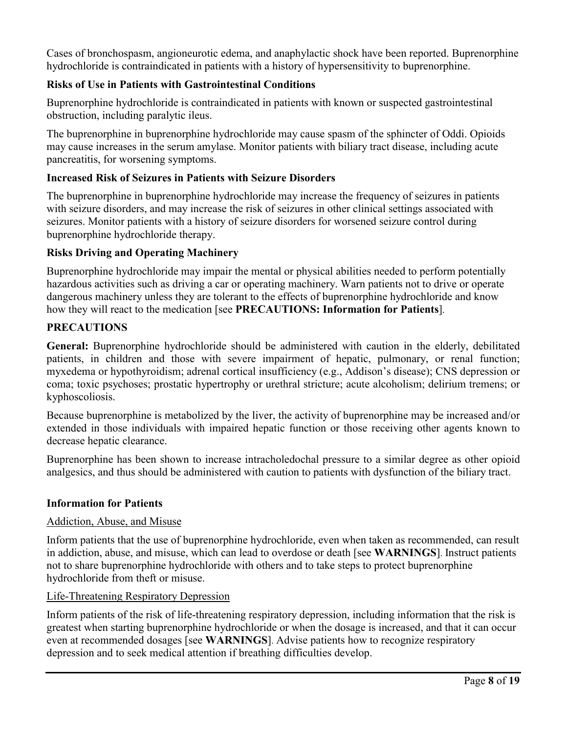Cases of bronchospasm, angioneurotic edema, and anaphylactic shock have been reported. Buprenorphine hydrochloride is contraindicated in patients with a history of hypersensitivity to buprenorphine.

**Risks of Use in Patients with Gastrointestinal Conditions**

Buprenorphine hydrochloride is contraindicated in patients with known or suspected gastrointestinal obstruction, including paralytic ileus.

The buprenorphine in buprenorphine hydrochloride may cause spasm of the sphincter of Oddi. Opioids may cause increases in the serum amylase. Monitor patients with biliary tract disease, including acute pancreatitis, for worsening symptoms.

**Increased Risk of Seizures in Patients with Seizure Disorders**

The buprenorphine in buprenorphine hydrochloride may increase the frequency of seizures in patients with seizure disorders, and may increase the risk of seizures in other clinical settings associated with seizures. Monitor patients with a history of seizure disorders for worsened seizure control during buprenorphine hydrochloride therapy.

**Risks Driving and Operating Machinery**

Buprenorphine hydrochloride may impair the mental or physical abilities needed to perform potentially hazardous activities such as driving a car or operating machinery. Warn patients not to drive or operate dangerous machinery unless they are tolerant to the effects of buprenorphine hydrochloride and know how they will react to the medication [see **PRECAUTIONS: Information for Patients**].

**PRECAUTIONS**

**General:** Buprenorphine hydrochloride should be administered with caution in the elderly, debilitated patients, in children and those with severe impairment of hepatic, pulmonary, or renal function; myxedema or hypothyroidism; adrenal cortical insufficiency (e.g., Addison's disease); CNS depression or coma; toxic psychoses; prostatic hypertrophy or urethral stricture; acute alcoholism; delirium tremens; or kyphoscoliosis.

Because buprenorphine is metabolized by the liver, the activity of buprenorphine may be increased and/or extended in those individuals with impaired hepatic function or those receiving other agents known to decrease hepatic clearance.

Buprenorphine has been shown to increase intracholedochal pressure to a similar degree as other opioid analgesics, and thus should be administered with caution to patients with dysfunction of the biliary tract.

**Information for Patients**

Addiction, Abuse, and Misuse

Inform patients that the use of buprenorphine hydrochloride, even when taken as recommended, can result in addiction, abuse, and misuse, which can lead to overdose or death [see **WARNINGS**]. Instruct patients not to share buprenorphine hydrochloride with others and to take steps to protect buprenorphine hydrochloride from theft or misuse.

Life-Threatening Respiratory Depression

Inform patients of the risk of life-threatening respiratory depression, including information that the risk is greatest when starting buprenorphine hydrochloride or when the dosage is increased, and that it can occur even at recommended dosages [see **WARNINGS**]. Advise patients how to recognize respiratory depression and to seek medical attention if breathing difficulties develop.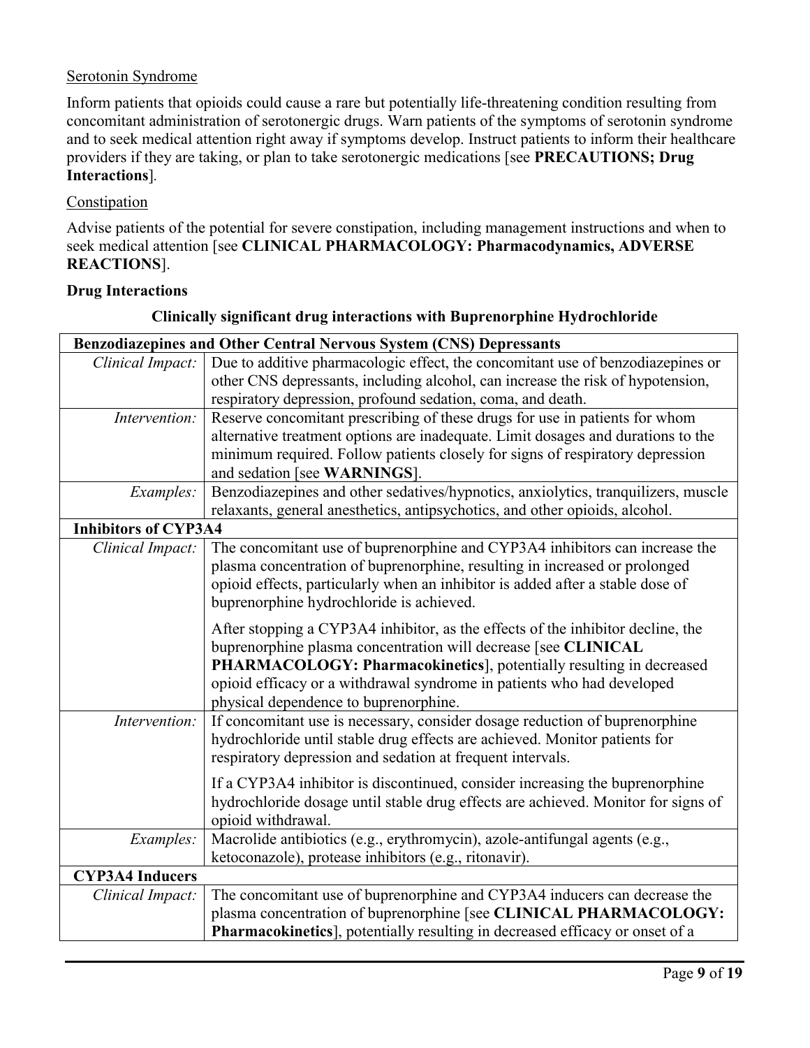Serotonin Syndrome

Inform patients that opioids could cause a rare but potentially life-threatening condition resulting from concomitant administration of serotonergic drugs. Warn patients of the symptoms of serotonin syndrome and to seek medical attention right away if symptoms develop. Instruct patients to inform their healthcare providers if they are taking, or plan to take serotonergic medications [see **PRECAUTIONS; Drug Interactions**].

Constipation

Advise patients of the potential for severe constipation, including management instructions and when to seek medical attention [see **CLINICAL PHARMACOLOGY: Pharmacodynamics, ADVERSE REACTIONS**].

**Drug Interactions**

**Clinically significant drug interactions with Buprenorphine Hydrochloride**

| **Benzodiazepines and Other Central Nervous System (CNS) Depressants** | |
|---|---|
| *Clinical Impact:* | Due to additive pharmacologic effect, the concomitant use of benzodiazepines or other CNS depressants, including alcohol, can increase the risk of hypotension, respiratory depression, profound sedation, coma, and death. |
| *Intervention:* | Reserve concomitant prescribing of these drugs for use in patients for whom alternative treatment options are inadequate. Limit dosages and durations to the minimum required. Follow patients closely for signs of respiratory depression and sedation [see **WARNINGS**]. |
| *Examples:* | Benzodiazepines and other sedatives/hypnotics, anxiolytics, tranquilizers, muscle relaxants, general anesthetics, antipsychotics, and other opioids, alcohol. |
| **Inhibitors of CYP3A4** | |
| *Clinical Impact:* | The concomitant use of buprenorphine and CYP3A4 inhibitors can increase the plasma concentration of buprenorphine, resulting in increased or prolonged opioid effects, particularly when an inhibitor is added after a stable dose of buprenorphine hydrochloride is achieved.<br><br>After stopping a CYP3A4 inhibitor, as the effects of the inhibitor decline, the buprenorphine plasma concentration will decrease [see **CLINICAL PHARMACOLOGY: Pharmacokinetics**], potentially resulting in decreased opioid efficacy or a withdrawal syndrome in patients who had developed physical dependence to buprenorphine. |
| *Intervention:* | If concomitant use is necessary, consider dosage reduction of buprenorphine hydrochloride until stable drug effects are achieved. Monitor patients for respiratory depression and sedation at frequent intervals.<br><br>If a CYP3A4 inhibitor is discontinued, consider increasing the buprenorphine hydrochloride dosage until stable drug effects are achieved. Monitor for signs of opioid withdrawal. |
| *Examples:* | Macrolide antibiotics (e.g., erythromycin), azole-antifungal agents (e.g., ketoconazole), protease inhibitors (e.g., ritonavir). |
| **CYP3A4 Inducers** | |
| *Clinical Impact:* | The concomitant use of buprenorphine and CYP3A4 inducers can decrease the plasma concentration of buprenorphine [see **CLINICAL PHARMACOLOGY: Pharmacokinetics**], potentially resulting in decreased efficacy or onset of a |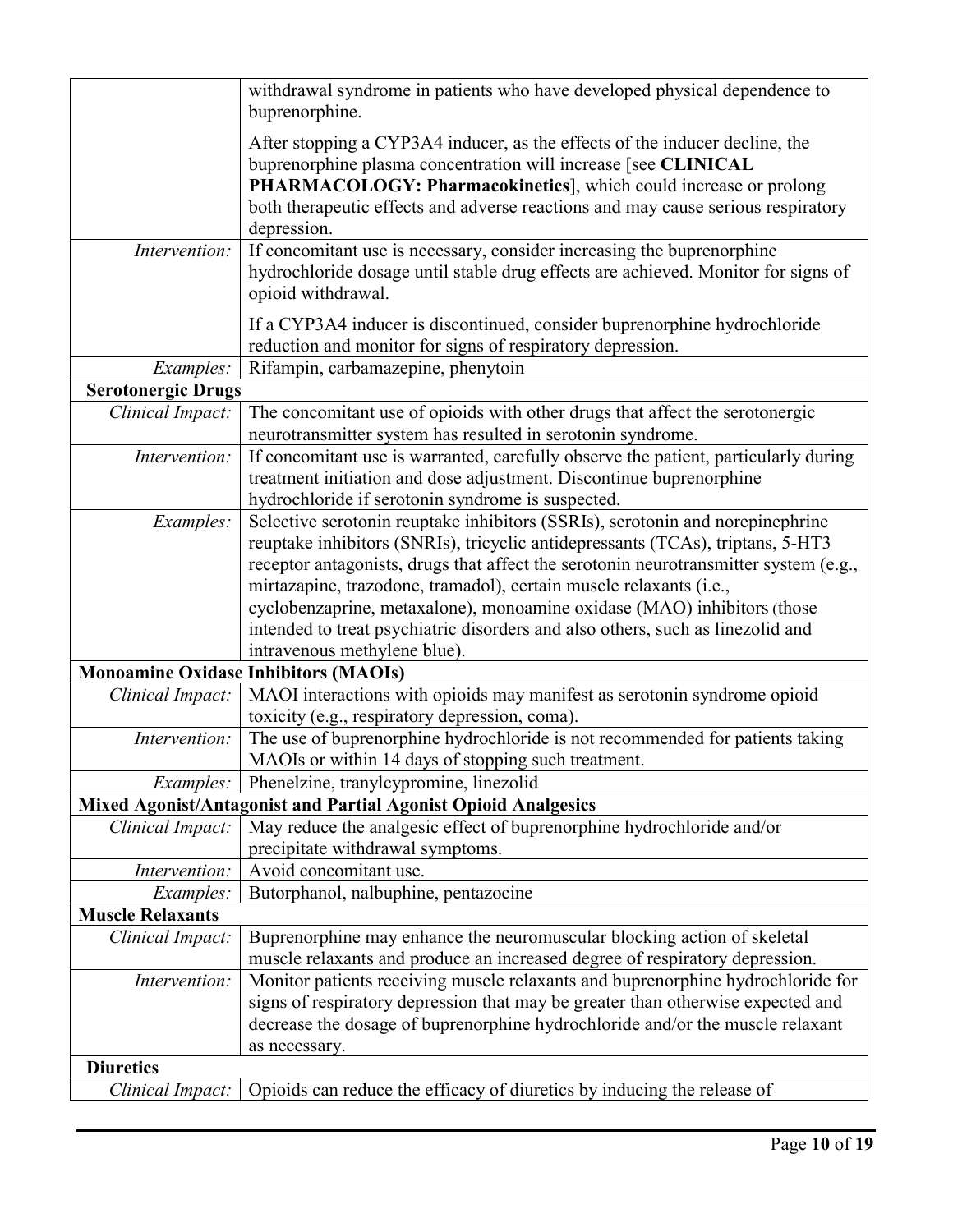| | |
|---|---|
| | withdrawal syndrome in patients who have developed physical dependence to buprenorphine.<br><br>After stopping a CYP3A4 inducer, as the effects of the inducer decline, the buprenorphine plasma concentration will increase [see **CLINICAL PHARMACOLOGY: Pharmacokinetics**], which could increase or prolong both therapeutic effects and adverse reactions and may cause serious respiratory depression. |
| *Intervention:* | If concomitant use is necessary, consider increasing the buprenorphine hydrochloride dosage until stable drug effects are achieved. Monitor for signs of opioid withdrawal.<br><br>If a CYP3A4 inducer is discontinued, consider buprenorphine hydrochloride reduction and monitor for signs of respiratory depression. |
| *Examples:* | Rifampin, carbamazepine, phenytoin |
| **Serotonergic Drugs** | |
| *Clinical Impact:* | The concomitant use of opioids with other drugs that affect the serotonergic neurotransmitter system has resulted in serotonin syndrome. |
| *Intervention:* | If concomitant use is warranted, carefully observe the patient, particularly during treatment initiation and dose adjustment. Discontinue buprenorphine hydrochloride if serotonin syndrome is suspected. |
| *Examples:* | Selective serotonin reuptake inhibitors (SSRIs), serotonin and norepinephrine reuptake inhibitors (SNRIs), tricyclic antidepressants (TCAs), triptans, 5-HT3 receptor antagonists, drugs that affect the serotonin neurotransmitter system (e.g., mirtazapine, trazodone, tramadol), certain muscle relaxants (i.e., cyclobenzaprine, metaxalone), monoamine oxidase (MAO) inhibitors (those intended to treat psychiatric disorders and also others, such as linezolid and intravenous methylene blue). |
| **Monoamine Oxidase Inhibitors (MAOIs)** | |
| *Clinical Impact:* | MAOI interactions with opioids may manifest as serotonin syndrome opioid toxicity (e.g., respiratory depression, coma). |
| *Intervention:* | The use of buprenorphine hydrochloride is not recommended for patients taking MAOIs or within 14 days of stopping such treatment. |
| *Examples:* | Phenelzine, tranylcypromine, linezolid |
| **Mixed Agonist/Antagonist and Partial Agonist Opioid Analgesics** | |
| *Clinical Impact:* | May reduce the analgesic effect of buprenorphine hydrochloride and/or precipitate withdrawal symptoms. |
| *Intervention:* | Avoid concomitant use. |
| *Examples:* | Butorphanol, nalbuphine, pentazocine |
| **Muscle Relaxants** | |
| *Clinical Impact:* | Buprenorphine may enhance the neuromuscular blocking action of skeletal muscle relaxants and produce an increased degree of respiratory depression. |
| *Intervention:* | Monitor patients receiving muscle relaxants and buprenorphine hydrochloride for signs of respiratory depression that may be greater than otherwise expected and decrease the dosage of buprenorphine hydrochloride and/or the muscle relaxant as necessary. |
| **Diuretics** | |
| *Clinical Impact:* | Opioids can reduce the efficacy of diuretics by inducing the release of |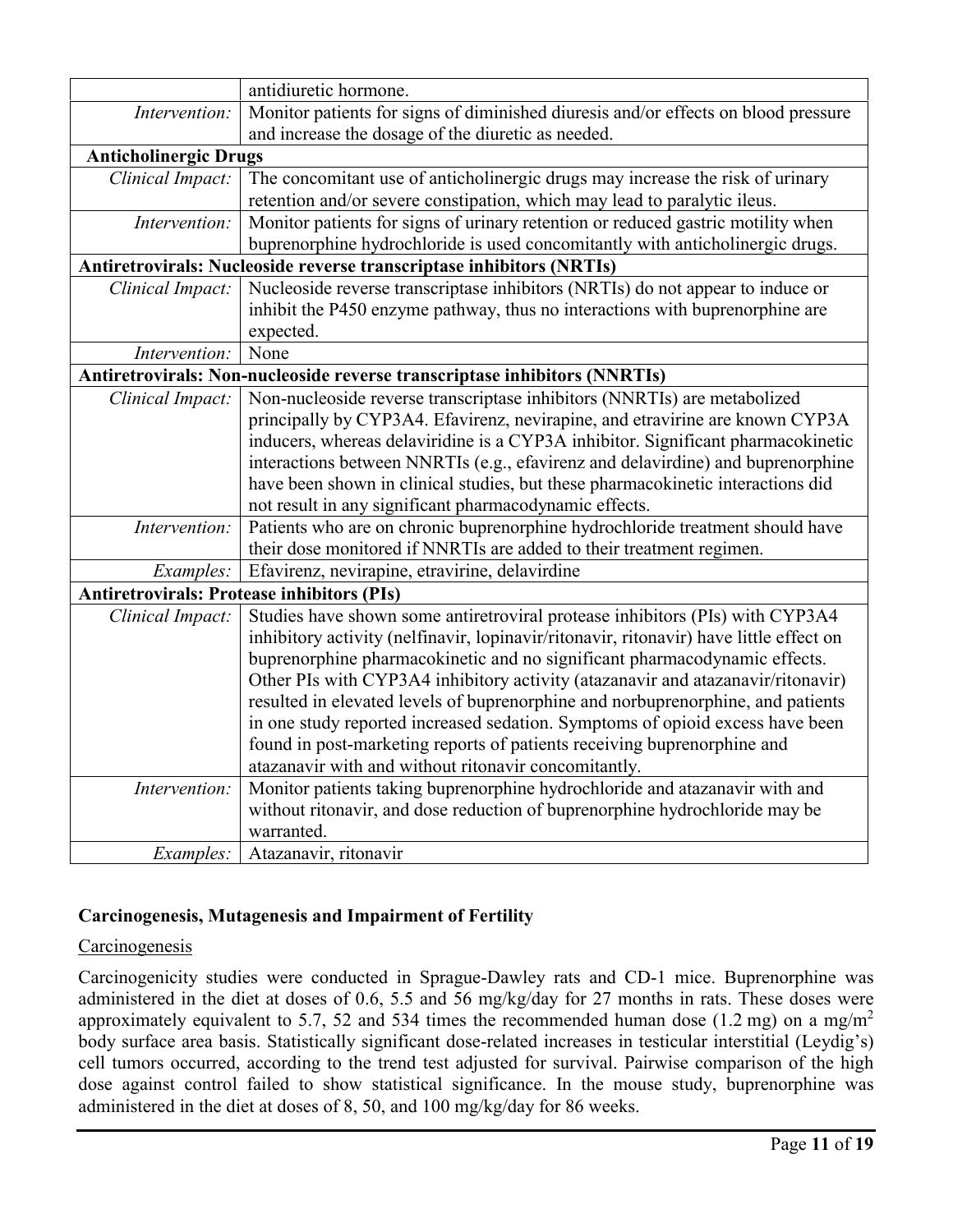|  |  |
| --- | --- |
|  | antidiuretic hormone. |
| *Intervention:* | Monitor patients for signs of diminished diuresis and/or effects on blood pressure and increase the dosage of the diuretic as needed. |
| **Anticholinergic Drugs** |  |
| *Clinical Impact:* | The concomitant use of anticholinergic drugs may increase the risk of urinary retention and/or severe constipation, which may lead to paralytic ileus. |
| *Intervention:* | Monitor patients for signs of urinary retention or reduced gastric motility when buprenorphine hydrochloride is used concomitantly with anticholinergic drugs. |
| **Antiretrovirals: Nucleoside reverse transcriptase inhibitors (NRTIs)** |  |
| *Clinical Impact:* | Nucleoside reverse transcriptase inhibitors (NRTIs) do not appear to induce or inhibit the P450 enzyme pathway, thus no interactions with buprenorphine are expected. |
| *Intervention:* | None |
| **Antiretrovirals: Non-nucleoside reverse transcriptase inhibitors (NNRTIs)** |  |
| *Clinical Impact:* | Non-nucleoside reverse transcriptase inhibitors (NNRTIs) are metabolized principally by CYP3A4. Efavirenz, nevirapine, and etravirine are known CYP3A inducers, whereas delaviridine is a CYP3A inhibitor. Significant pharmacokinetic interactions between NNRTIs (e.g., efavirenz and delavirdine) and buprenorphine have been shown in clinical studies, but these pharmacokinetic interactions did not result in any significant pharmacodynamic effects. |
| *Intervention:* | Patients who are on chronic buprenorphine hydrochloride treatment should have their dose monitored if NNRTIs are added to their treatment regimen. |
| *Examples:* | Efavirenz, nevirapine, etravirine, delavirdine |
| **Antiretrovirals: Protease inhibitors (PIs)** |  |
| *Clinical Impact:* | Studies have shown some antiretroviral protease inhibitors (PIs) with CYP3A4 inhibitory activity (nelfinavir, lopinavir/ritonavir, ritonavir) have little effect on buprenorphine pharmacokinetic and no significant pharmacodynamic effects. Other PIs with CYP3A4 inhibitory activity (atazanavir and atazanavir/ritonavir) resulted in elevated levels of buprenorphine and norbuprenorphine, and patients in one study reported increased sedation. Symptoms of opioid excess have been found in post-marketing reports of patients receiving buprenorphine and atazanavir with and without ritonavir concomitantly. |
| *Intervention:* | Monitor patients taking buprenorphine hydrochloride and atazanavir with and without ritonavir, and dose reduction of buprenorphine hydrochloride may be warranted. |
| *Examples:* | Atazanavir, ritonavir |

## Carcinogenesis, Mutagenesis and Impairment of Fertility

Carcinogenesis

Carcinogenicity studies were conducted in Sprague-Dawley rats and CD-1 mice. Buprenorphine was administered in the diet at doses of 0.6, 5.5 and 56 mg/kg/day for 27 months in rats. These doses were approximately equivalent to 5.7, 52 and 534 times the recommended human dose (1.2 mg) on a mg/m$^2$ body surface area basis. Statistically significant dose-related increases in testicular interstitial (Leydig's) cell tumors occurred, according to the trend test adjusted for survival. Pairwise comparison of the high dose against control failed to show statistical significance. In the mouse study, buprenorphine was administered in the diet at doses of 8, 50, and 100 mg/kg/day for 86 weeks.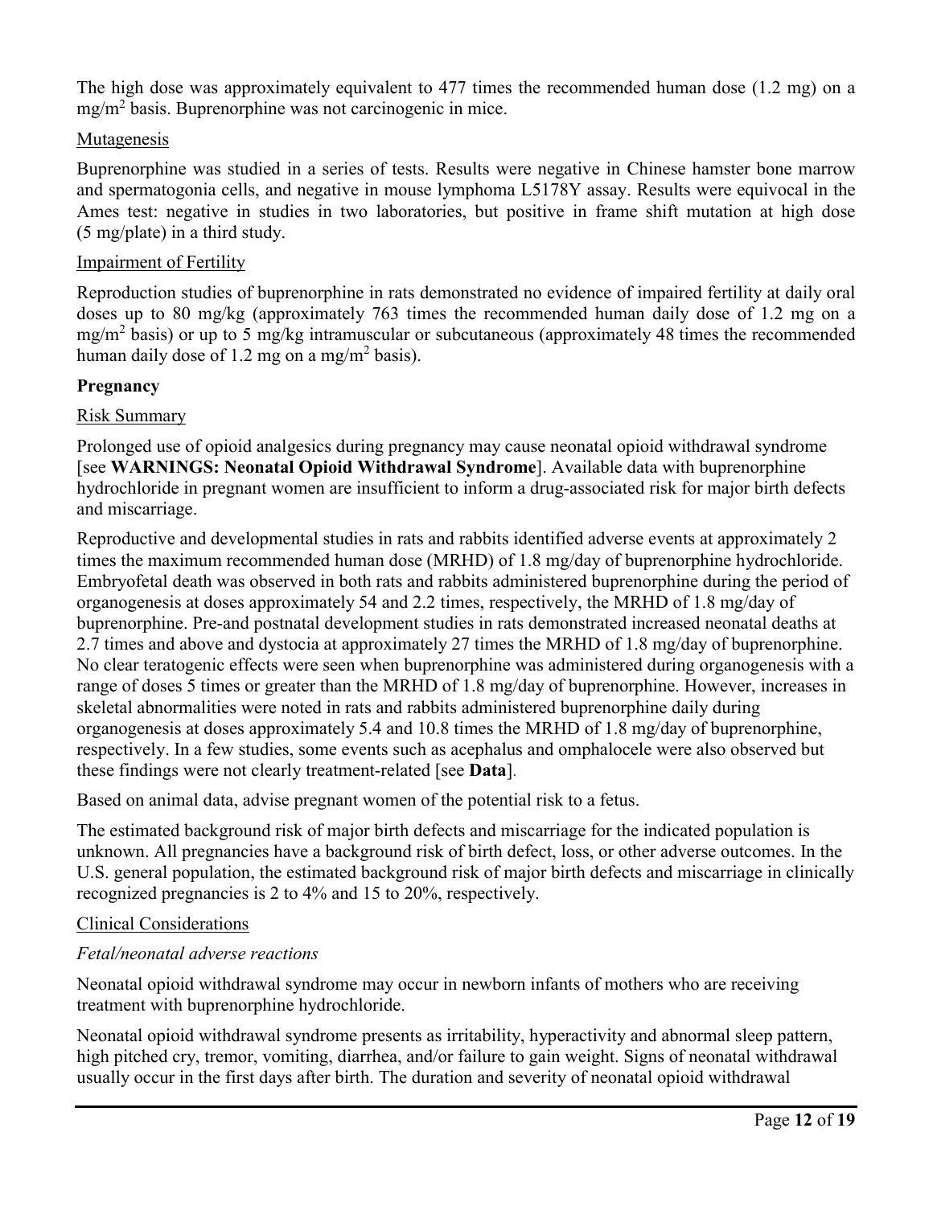The high dose was approximately equivalent to 477 times the recommended human dose (1.2 mg) on a $mg/m^2$ basis. Buprenorphine was not carcinogenic in mice.

Mutagenesis

Buprenorphine was studied in a series of tests. Results were negative in Chinese hamster bone marrow and spermatogonia cells, and negative in mouse lymphoma L5178Y assay. Results were equivocal in the Ames test: negative in studies in two laboratories, but positive in frame shift mutation at high dose (5 mg/plate) in a third study.

Impairment of Fertility

Reproduction studies of buprenorphine in rats demonstrated no evidence of impaired fertility at daily oral doses up to 80 mg/kg (approximately 763 times the recommended human daily dose of 1.2 mg on a $mg/m^2$ basis) or up to 5 mg/kg intramuscular or subcutaneous (approximately 48 times the recommended human daily dose of 1.2 mg on a $mg/m^2$ basis).

**Pregnancy**

Risk Summary

Prolonged use of opioid analgesics during pregnancy may cause neonatal opioid withdrawal syndrome [see **WARNINGS: Neonatal Opioid Withdrawal Syndrome**]. Available data with buprenorphine hydrochloride in pregnant women are insufficient to inform a drug-associated risk for major birth defects and miscarriage.

Reproductive and developmental studies in rats and rabbits identified adverse events at approximately 2 times the maximum recommended human dose (MRHD) of 1.8 mg/day of buprenorphine hydrochloride. Embryofetal death was observed in both rats and rabbits administered buprenorphine during the period of organogenesis at doses approximately 54 and 2.2 times, respectively, the MRHD of 1.8 mg/day of buprenorphine. Pre-and postnatal development studies in rats demonstrated increased neonatal deaths at 2.7 times and above and dystocia at approximately 27 times the MRHD of 1.8 mg/day of buprenorphine. No clear teratogenic effects were seen when buprenorphine was administered during organogenesis with a range of doses 5 times or greater than the MRHD of 1.8 mg/day of buprenorphine. However, increases in skeletal abnormalities were noted in rats and rabbits administered buprenorphine daily during organogenesis at doses approximately 5.4 and 10.8 times the MRHD of 1.8 mg/day of buprenorphine, respectively. In a few studies, some events such as acephalus and omphalocele were also observed but these findings were not clearly treatment-related [see **Data**].

Based on animal data, advise pregnant women of the potential risk to a fetus.

The estimated background risk of major birth defects and miscarriage for the indicated population is unknown. All pregnancies have a background risk of birth defect, loss, or other adverse outcomes. In the U.S. general population, the estimated background risk of major birth defects and miscarriage in clinically recognized pregnancies is 2 to 4% and 15 to 20%, respectively.

Clinical Considerations

*Fetal/neonatal adverse reactions*

Neonatal opioid withdrawal syndrome may occur in newborn infants of mothers who are receiving treatment with buprenorphine hydrochloride.

Neonatal opioid withdrawal syndrome presents as irritability, hyperactivity and abnormal sleep pattern, high pitched cry, tremor, vomiting, diarrhea, and/or failure to gain weight. Signs of neonatal withdrawal usually occur in the first days after birth. The duration and severity of neonatal opioid withdrawal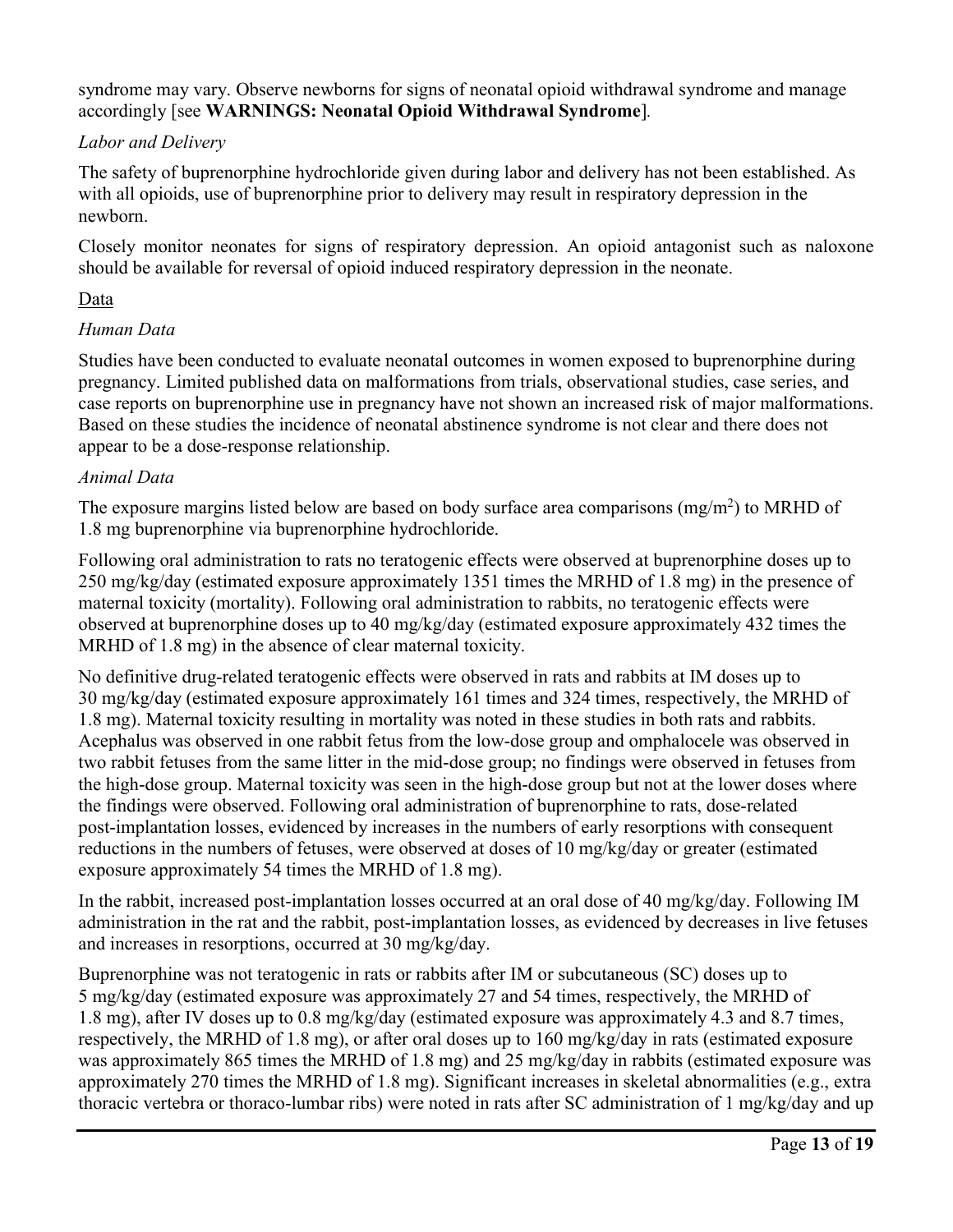syndrome may vary. Observe newborns for signs of neonatal opioid withdrawal syndrome and manage accordingly [see **WARNINGS: Neonatal Opioid Withdrawal Syndrome**].

*Labor and Delivery*

The safety of buprenorphine hydrochloride given during labor and delivery has not been established. As with all opioids, use of buprenorphine prior to delivery may result in respiratory depression in the newborn.

Closely monitor neonates for signs of respiratory depression. An opioid antagonist such as naloxone should be available for reversal of opioid induced respiratory depression in the neonate.

Data

*Human Data*

Studies have been conducted to evaluate neonatal outcomes in women exposed to buprenorphine during pregnancy. Limited published data on malformations from trials, observational studies, case series, and case reports on buprenorphine use in pregnancy have not shown an increased risk of major malformations. Based on these studies the incidence of neonatal abstinence syndrome is not clear and there does not appear to be a dose-response relationship.

*Animal Data*

The exposure margins listed below are based on body surface area comparisons ($mg/m^2$) to MRHD of 1.8 mg buprenorphine via buprenorphine hydrochloride.

Following oral administration to rats no teratogenic effects were observed at buprenorphine doses up to 250 mg/kg/day (estimated exposure approximately 1351 times the MRHD of 1.8 mg) in the presence of maternal toxicity (mortality). Following oral administration to rabbits, no teratogenic effects were observed at buprenorphine doses up to 40 mg/kg/day (estimated exposure approximately 432 times the MRHD of 1.8 mg) in the absence of clear maternal toxicity.

No definitive drug-related teratogenic effects were observed in rats and rabbits at IM doses up to 30 mg/kg/day (estimated exposure approximately 161 times and 324 times, respectively, the MRHD of 1.8 mg). Maternal toxicity resulting in mortality was noted in these studies in both rats and rabbits. Acephalus was observed in one rabbit fetus from the low-dose group and omphalocele was observed in two rabbit fetuses from the same litter in the mid-dose group; no findings were observed in fetuses from the high-dose group. Maternal toxicity was seen in the high-dose group but not at the lower doses where the findings were observed. Following oral administration of buprenorphine to rats, dose-related post-implantation losses, evidenced by increases in the numbers of early resorptions with consequent reductions in the numbers of fetuses, were observed at doses of 10 mg/kg/day or greater (estimated exposure approximately 54 times the MRHD of 1.8 mg).

In the rabbit, increased post-implantation losses occurred at an oral dose of 40 mg/kg/day. Following IM administration in the rat and the rabbit, post-implantation losses, as evidenced by decreases in live fetuses and increases in resorptions, occurred at 30 mg/kg/day.

Buprenorphine was not teratogenic in rats or rabbits after IM or subcutaneous (SC) doses up to 5 mg/kg/day (estimated exposure was approximately 27 and 54 times, respectively, the MRHD of 1.8 mg), after IV doses up to 0.8 mg/kg/day (estimated exposure was approximately 4.3 and 8.7 times, respectively, the MRHD of 1.8 mg), or after oral doses up to 160 mg/kg/day in rats (estimated exposure was approximately 865 times the MRHD of 1.8 mg) and 25 mg/kg/day in rabbits (estimated exposure was approximately 270 times the MRHD of 1.8 mg). Significant increases in skeletal abnormalities (e.g., extra thoracic vertebra or thoraco-lumbar ribs) were noted in rats after SC administration of 1 mg/kg/day and up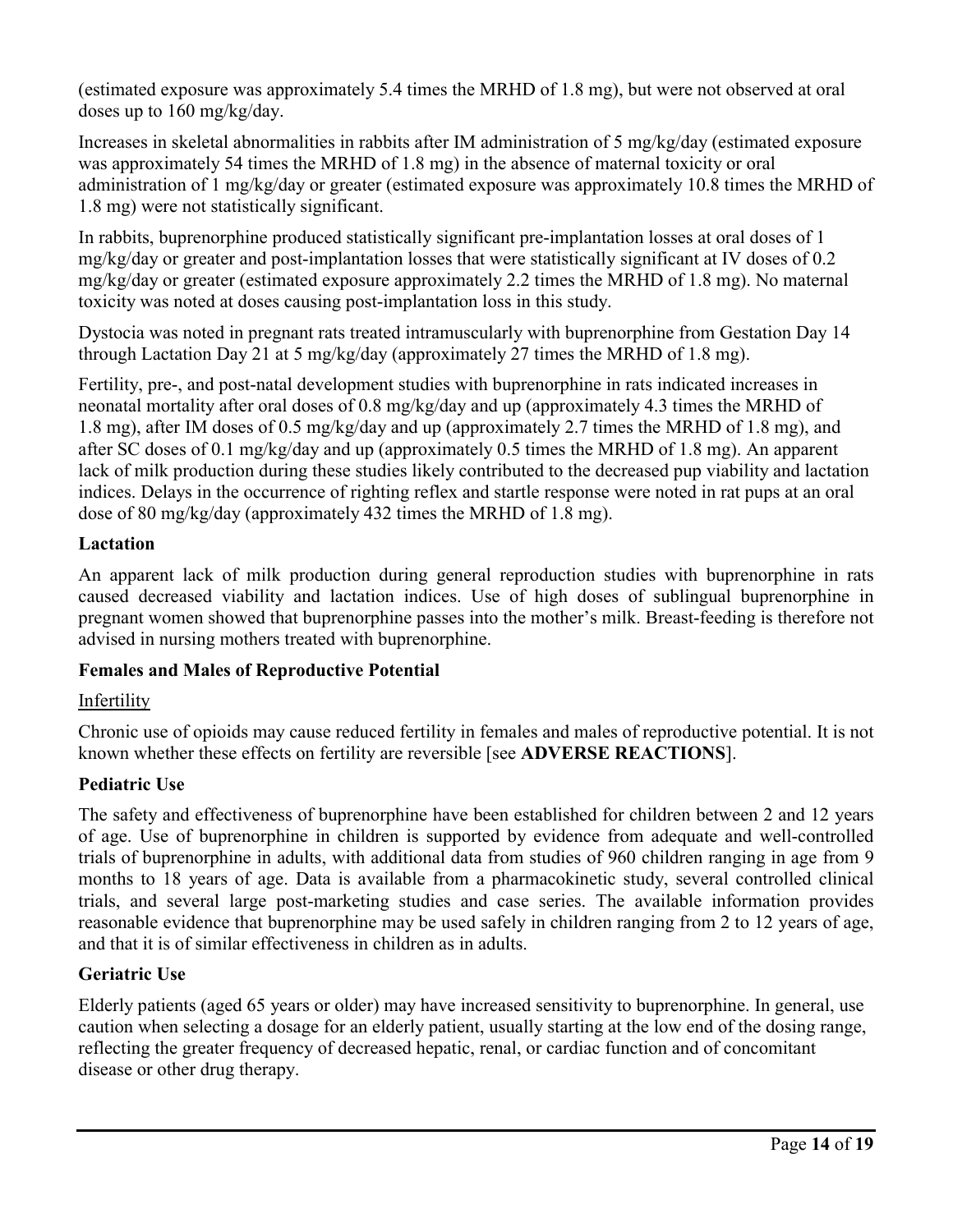(estimated exposure was approximately 5.4 times the MRHD of 1.8 mg), but were not observed at oral doses up to 160 mg/kg/day.

Increases in skeletal abnormalities in rabbits after IM administration of 5 mg/kg/day (estimated exposure was approximately 54 times the MRHD of 1.8 mg) in the absence of maternal toxicity or oral administration of 1 mg/kg/day or greater (estimated exposure was approximately 10.8 times the MRHD of 1.8 mg) were not statistically significant.

In rabbits, buprenorphine produced statistically significant pre-implantation losses at oral doses of 1 mg/kg/day or greater and post-implantation losses that were statistically significant at IV doses of 0.2 mg/kg/day or greater (estimated exposure approximately 2.2 times the MRHD of 1.8 mg). No maternal toxicity was noted at doses causing post-implantation loss in this study.

Dystocia was noted in pregnant rats treated intramuscularly with buprenorphine from Gestation Day 14 through Lactation Day 21 at 5 mg/kg/day (approximately 27 times the MRHD of 1.8 mg).

Fertility, pre-, and post-natal development studies with buprenorphine in rats indicated increases in neonatal mortality after oral doses of 0.8 mg/kg/day and up (approximately 4.3 times the MRHD of 1.8 mg), after IM doses of 0.5 mg/kg/day and up (approximately 2.7 times the MRHD of 1.8 mg), and after SC doses of 0.1 mg/kg/day and up (approximately 0.5 times the MRHD of 1.8 mg). An apparent lack of milk production during these studies likely contributed to the decreased pup viability and lactation indices. Delays in the occurrence of righting reflex and startle response were noted in rat pups at an oral dose of 80 mg/kg/day (approximately 432 times the MRHD of 1.8 mg).

**Lactation**

An apparent lack of milk production during general reproduction studies with buprenorphine in rats caused decreased viability and lactation indices. Use of high doses of sublingual buprenorphine in pregnant women showed that buprenorphine passes into the mother's milk. Breast-feeding is therefore not advised in nursing mothers treated with buprenorphine.

**Females and Males of Reproductive Potential**

Infertility

Chronic use of opioids may cause reduced fertility in females and males of reproductive potential. It is not known whether these effects on fertility are reversible [see **ADVERSE REACTIONS**].

**Pediatric Use**

The safety and effectiveness of buprenorphine have been established for children between 2 and 12 years of age. Use of buprenorphine in children is supported by evidence from adequate and well-controlled trials of buprenorphine in adults, with additional data from studies of 960 children ranging in age from 9 months to 18 years of age. Data is available from a pharmacokinetic study, several controlled clinical trials, and several large post-marketing studies and case series. The available information provides reasonable evidence that buprenorphine may be used safely in children ranging from 2 to 12 years of age, and that it is of similar effectiveness in children as in adults.

**Geriatric Use**

Elderly patients (aged 65 years or older) may have increased sensitivity to buprenorphine. In general, use caution when selecting a dosage for an elderly patient, usually starting at the low end of the dosing range, reflecting the greater frequency of decreased hepatic, renal, or cardiac function and of concomitant disease or other drug therapy.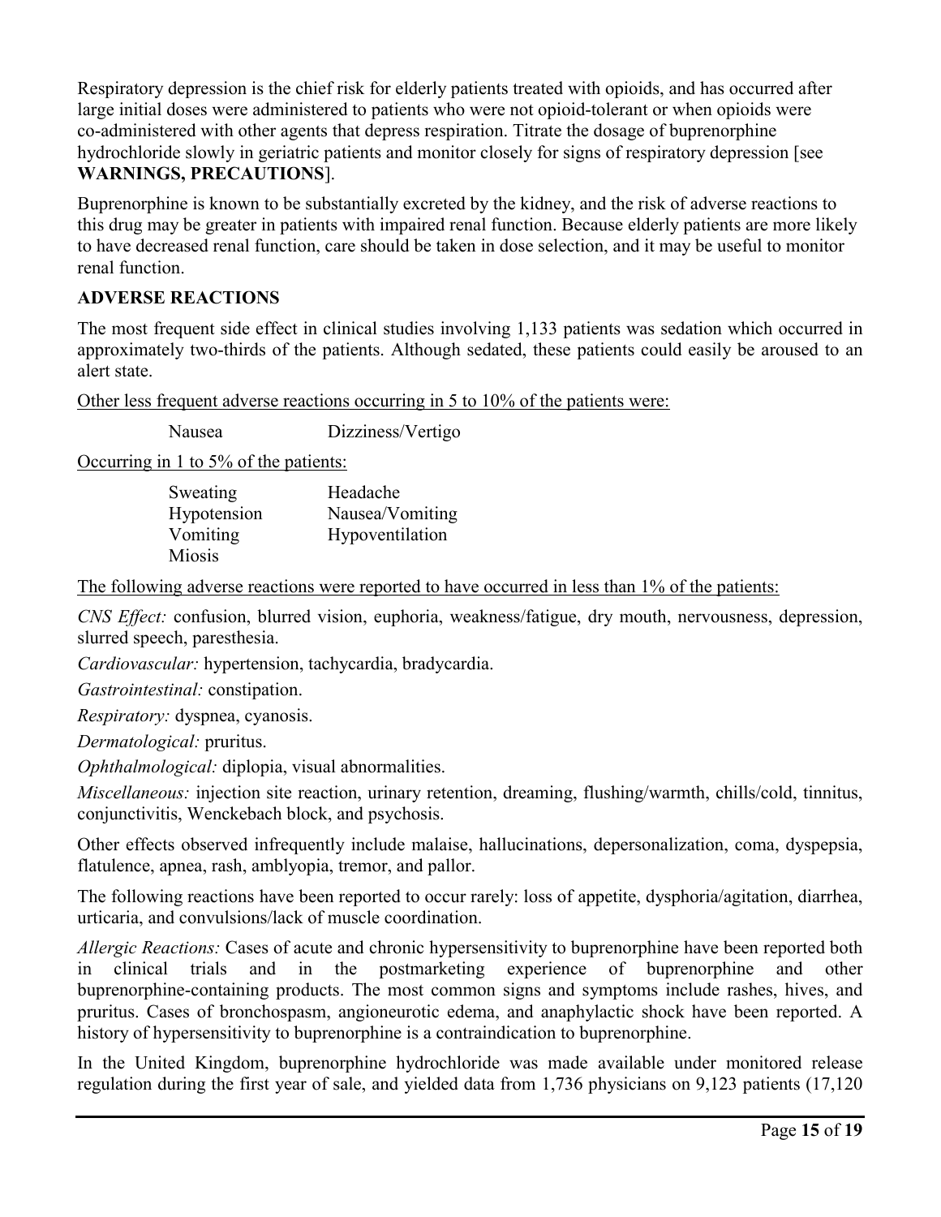Respiratory depression is the chief risk for elderly patients treated with opioids, and has occurred after large initial doses were administered to patients who were not opioid-tolerant or when opioids were co-administered with other agents that depress respiration. Titrate the dosage of buprenorphine hydrochloride slowly in geriatric patients and monitor closely for signs of respiratory depression [see **WARNINGS, PRECAUTIONS**].

Buprenorphine is known to be substantially excreted by the kidney, and the risk of adverse reactions to this drug may be greater in patients with impaired renal function. Because elderly patients are more likely to have decreased renal function, care should be taken in dose selection, and it may be useful to monitor renal function.

## ADVERSE REACTIONS

The most frequent side effect in clinical studies involving 1,133 patients was sedation which occurred in approximately two-thirds of the patients. Although sedated, these patients could easily be aroused to an alert state.

Other less frequent adverse reactions occurring in 5 to 10% of the patients were:

| | |
|---|---|
| Nausea | Dizziness/Vertigo |

Occurring in 1 to 5% of the patients:

| | |
|---|---|
| Sweating | Headache |
| Hypotension | Nausea/Vomiting |
| Vomiting | Hypoventilation |
| Miosis | |

The following adverse reactions were reported to have occurred in less than 1% of the patients:

*CNS Effect:* confusion, blurred vision, euphoria, weakness/fatigue, dry mouth, nervousness, depression, slurred speech, paresthesia.

*Cardiovascular:* hypertension, tachycardia, bradycardia.

*Gastrointestinal:* constipation.

*Respiratory:* dyspnea, cyanosis.

*Dermatological:* pruritus.

*Ophthalmological:* diplopia, visual abnormalities.

*Miscellaneous:* injection site reaction, urinary retention, dreaming, flushing/warmth, chills/cold, tinnitus, conjunctivitis, Wenckebach block, and psychosis.

Other effects observed infrequently include malaise, hallucinations, depersonalization, coma, dyspepsia, flatulence, apnea, rash, amblyopia, tremor, and pallor.

The following reactions have been reported to occur rarely: loss of appetite, dysphoria/agitation, diarrhea, urticaria, and convulsions/lack of muscle coordination.

*Allergic Reactions:* Cases of acute and chronic hypersensitivity to buprenorphine have been reported both in clinical trials and in the postmarketing experience of buprenorphine and other buprenorphine-containing products. The most common signs and symptoms include rashes, hives, and pruritus. Cases of bronchospasm, angioneurotic edema, and anaphylactic shock have been reported. A history of hypersensitivity to buprenorphine is a contraindication to buprenorphine.

In the United Kingdom, buprenorphine hydrochloride was made available under monitored release regulation during the first year of sale, and yielded data from 1,736 physicians on 9,123 patients (17,120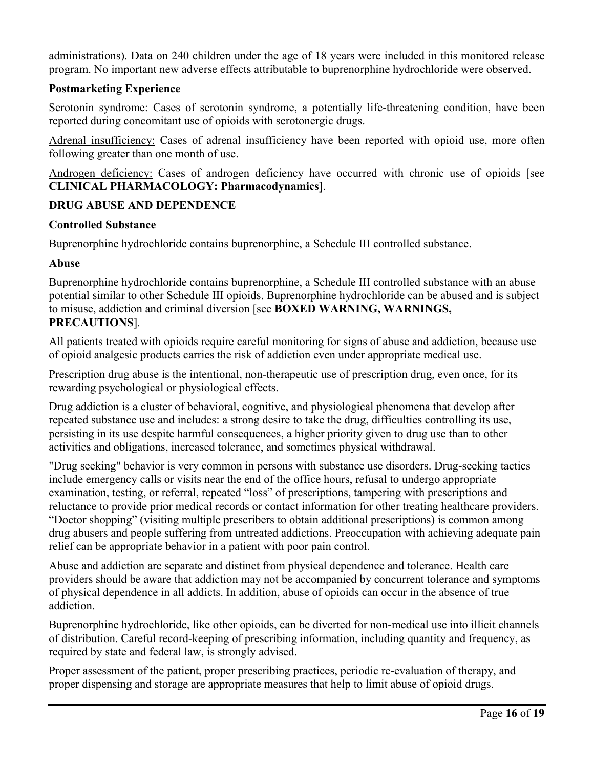administrations). Data on 240 children under the age of 18 years were included in this monitored release program. No important new adverse effects attributable to buprenorphine hydrochloride were observed.

**Postmarketing Experience**

Serotonin syndrome: Cases of serotonin syndrome, a potentially life-threatening condition, have been reported during concomitant use of opioids with serotonergic drugs.

Adrenal insufficiency: Cases of adrenal insufficiency have been reported with opioid use, more often following greater than one month of use.

Androgen deficiency: Cases of androgen deficiency have occurred with chronic use of opioids [see **CLINICAL PHARMACOLOGY: Pharmacodynamics**].

**DRUG ABUSE AND DEPENDENCE**

**Controlled Substance**

Buprenorphine hydrochloride contains buprenorphine, a Schedule III controlled substance.

**Abuse**

Buprenorphine hydrochloride contains buprenorphine, a Schedule III controlled substance with an abuse potential similar to other Schedule III opioids. Buprenorphine hydrochloride can be abused and is subject to misuse, addiction and criminal diversion [see **BOXED WARNING, WARNINGS, PRECAUTIONS**].

All patients treated with opioids require careful monitoring for signs of abuse and addiction, because use of opioid analgesic products carries the risk of addiction even under appropriate medical use.

Prescription drug abuse is the intentional, non-therapeutic use of prescription drug, even once, for its rewarding psychological or physiological effects.

Drug addiction is a cluster of behavioral, cognitive, and physiological phenomena that develop after repeated substance use and includes: a strong desire to take the drug, difficulties controlling its use, persisting in its use despite harmful consequences, a higher priority given to drug use than to other activities and obligations, increased tolerance, and sometimes physical withdrawal.

"Drug seeking" behavior is very common in persons with substance use disorders. Drug-seeking tactics include emergency calls or visits near the end of the office hours, refusal to undergo appropriate examination, testing, or referral, repeated "loss" of prescriptions, tampering with prescriptions and reluctance to provide prior medical records or contact information for other treating healthcare providers. "Doctor shopping" (visiting multiple prescribers to obtain additional prescriptions) is common among drug abusers and people suffering from untreated addictions. Preoccupation with achieving adequate pain relief can be appropriate behavior in a patient with poor pain control.

Abuse and addiction are separate and distinct from physical dependence and tolerance. Health care providers should be aware that addiction may not be accompanied by concurrent tolerance and symptoms of physical dependence in all addicts. In addition, abuse of opioids can occur in the absence of true addiction.

Buprenorphine hydrochloride, like other opioids, can be diverted for non-medical use into illicit channels of distribution. Careful record-keeping of prescribing information, including quantity and frequency, as required by state and federal law, is strongly advised.

Proper assessment of the patient, proper prescribing practices, periodic re-evaluation of therapy, and proper dispensing and storage are appropriate measures that help to limit abuse of opioid drugs.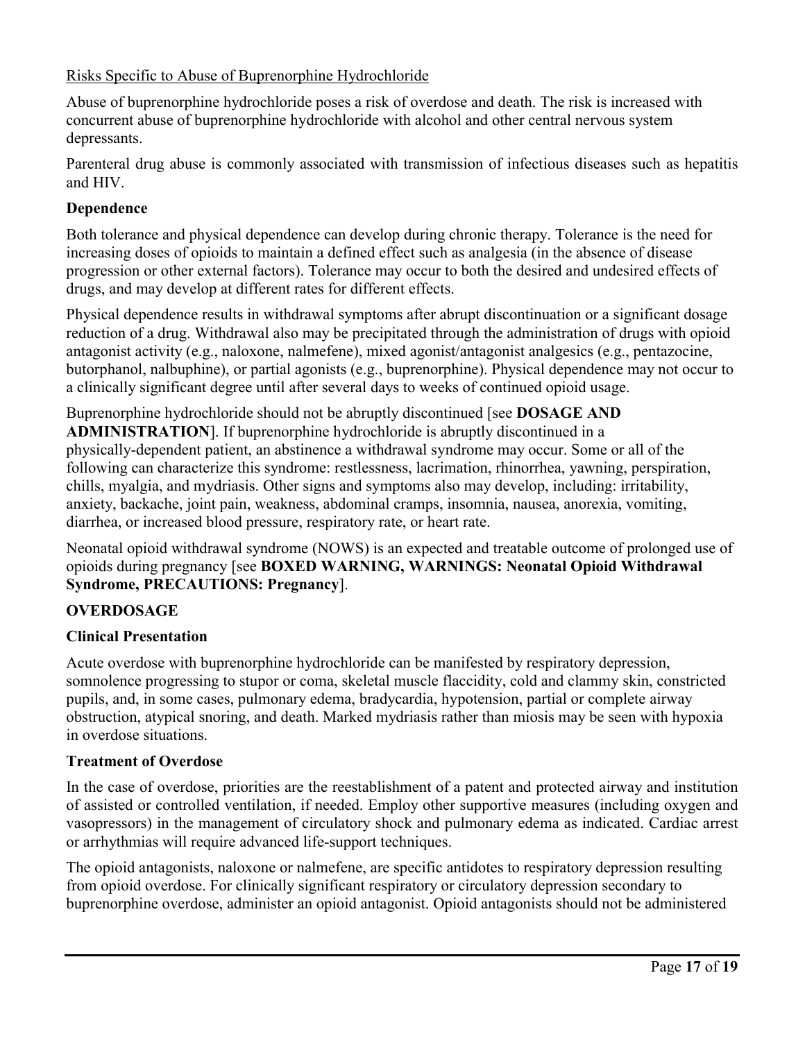Risks Specific to Abuse of Buprenorphine Hydrochloride

Abuse of buprenorphine hydrochloride poses a risk of overdose and death. The risk is increased with concurrent abuse of buprenorphine hydrochloride with alcohol and other central nervous system depressants.

Parenteral drug abuse is commonly associated with transmission of infectious diseases such as hepatitis and HIV.

## Dependence

Both tolerance and physical dependence can develop during chronic therapy. Tolerance is the need for increasing doses of opioids to maintain a defined effect such as analgesia (in the absence of disease progression or other external factors). Tolerance may occur to both the desired and undesired effects of drugs, and may develop at different rates for different effects.

Physical dependence results in withdrawal symptoms after abrupt discontinuation or a significant dosage reduction of a drug. Withdrawal also may be precipitated through the administration of drugs with opioid antagonist activity (e.g., naloxone, nalmefene), mixed agonist/antagonist analgesics (e.g., pentazocine, butorphanol, nalbuphine), or partial agonists (e.g., buprenorphine). Physical dependence may not occur to a clinically significant degree until after several days to weeks of continued opioid usage.

Buprenorphine hydrochloride should not be abruptly discontinued [see **DOSAGE AND ADMINISTRATION**]. If buprenorphine hydrochloride is abruptly discontinued in a physically-dependent patient, an abstinence a withdrawal syndrome may occur. Some or all of the following can characterize this syndrome: restlessness, lacrimation, rhinorrhea, yawning, perspiration, chills, myalgia, and mydriasis. Other signs and symptoms also may develop, including: irritability, anxiety, backache, joint pain, weakness, abdominal cramps, insomnia, nausea, anorexia, vomiting, diarrhea, or increased blood pressure, respiratory rate, or heart rate.

Neonatal opioid withdrawal syndrome (NOWS) is an expected and treatable outcome of prolonged use of opioids during pregnancy [see **BOXED WARNING, WARNINGS: Neonatal Opioid Withdrawal Syndrome, PRECAUTIONS: Pregnancy**].

# OVERDOSAGE

## Clinical Presentation

Acute overdose with buprenorphine hydrochloride can be manifested by respiratory depression, somnolence progressing to stupor or coma, skeletal muscle flaccidity, cold and clammy skin, constricted pupils, and, in some cases, pulmonary edema, bradycardia, hypotension, partial or complete airway obstruction, atypical snoring, and death. Marked mydriasis rather than miosis may be seen with hypoxia in overdose situations.

## Treatment of Overdose

In the case of overdose, priorities are the reestablishment of a patent and protected airway and institution of assisted or controlled ventilation, if needed. Employ other supportive measures (including oxygen and vasopressors) in the management of circulatory shock and pulmonary edema as indicated. Cardiac arrest or arrhythmias will require advanced life-support techniques.

The opioid antagonists, naloxone or nalmefene, are specific antidotes to respiratory depression resulting from opioid overdose. For clinically significant respiratory or circulatory depression secondary to buprenorphine overdose, administer an opioid antagonist. Opioid antagonists should not be administered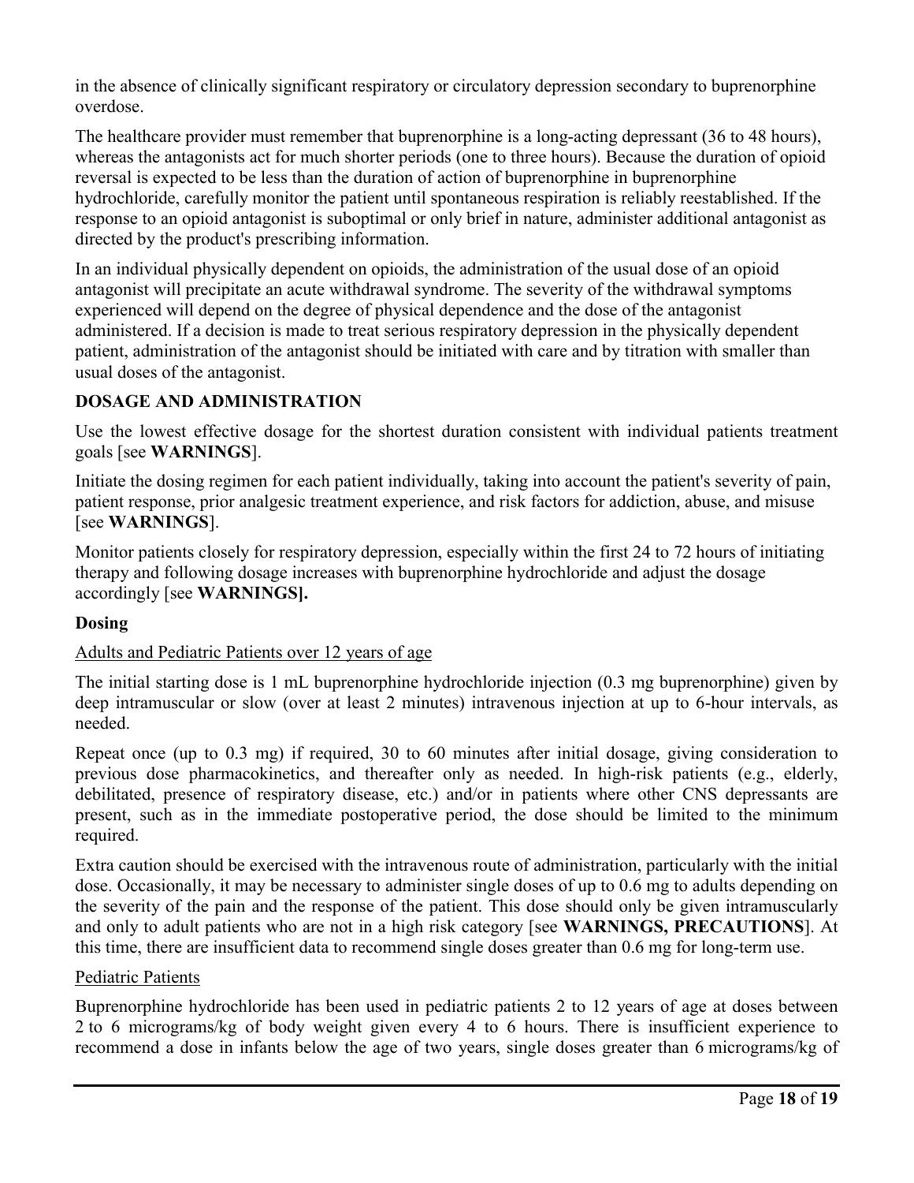in the absence of clinically significant respiratory or circulatory depression secondary to buprenorphine overdose.

The healthcare provider must remember that buprenorphine is a long-acting depressant (36 to 48 hours), whereas the antagonists act for much shorter periods (one to three hours). Because the duration of opioid reversal is expected to be less than the duration of action of buprenorphine in buprenorphine hydrochloride, carefully monitor the patient until spontaneous respiration is reliably reestablished. If the response to an opioid antagonist is suboptimal or only brief in nature, administer additional antagonist as directed by the product's prescribing information.

In an individual physically dependent on opioids, the administration of the usual dose of an opioid antagonist will precipitate an acute withdrawal syndrome. The severity of the withdrawal symptoms experienced will depend on the degree of physical dependence and the dose of the antagonist administered. If a decision is made to treat serious respiratory depression in the physically dependent patient, administration of the antagonist should be initiated with care and by titration with smaller than usual doses of the antagonist.

## DOSAGE AND ADMINISTRATION

Use the lowest effective dosage for the shortest duration consistent with individual patients treatment goals [see **WARNINGS**].

Initiate the dosing regimen for each patient individually, taking into account the patient's severity of pain, patient response, prior analgesic treatment experience, and risk factors for addiction, abuse, and misuse [see **WARNINGS**].

Monitor patients closely for respiratory depression, especially within the first 24 to 72 hours of initiating therapy and following dosage increases with buprenorphine hydrochloride and adjust the dosage accordingly [see **WARNINGS].**

### Dosing

Adults and Pediatric Patients over 12 years of age

The initial starting dose is 1 mL buprenorphine hydrochloride injection (0.3 mg buprenorphine) given by deep intramuscular or slow (over at least 2 minutes) intravenous injection at up to 6-hour intervals, as needed.

Repeat once (up to 0.3 mg) if required, 30 to 60 minutes after initial dosage, giving consideration to previous dose pharmacokinetics, and thereafter only as needed. In high-risk patients (e.g., elderly, debilitated, presence of respiratory disease, etc.) and/or in patients where other CNS depressants are present, such as in the immediate postoperative period, the dose should be limited to the minimum required.

Extra caution should be exercised with the intravenous route of administration, particularly with the initial dose. Occasionally, it may be necessary to administer single doses of up to 0.6 mg to adults depending on the severity of the pain and the response of the patient. This dose should only be given intramuscularly and only to adult patients who are not in a high risk category [see **WARNINGS, PRECAUTIONS**]. At this time, there are insufficient data to recommend single doses greater than 0.6 mg for long-term use.

Pediatric Patients

Buprenorphine hydrochloride has been used in pediatric patients 2 to 12 years of age at doses between 2 to 6 micrograms/kg of body weight given every 4 to 6 hours. There is insufficient experience to recommend a dose in infants below the age of two years, single doses greater than 6 micrograms/kg of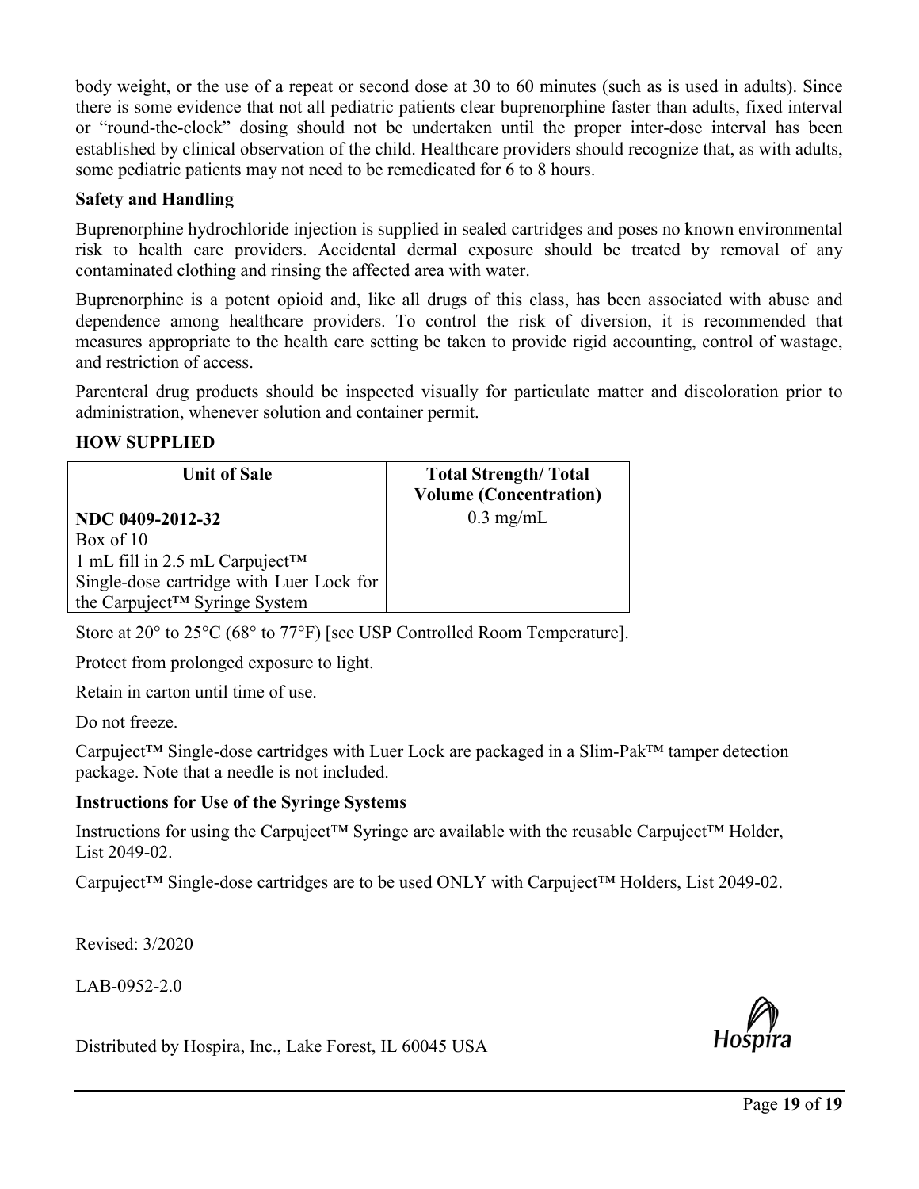body weight, or the use of a repeat or second dose at 30 to 60 minutes (such as is used in adults). Since there is some evidence that not all pediatric patients clear buprenorphine faster than adults, fixed interval or "round-the-clock" dosing should not be undertaken until the proper inter-dose interval has been established by clinical observation of the child. Healthcare providers should recognize that, as with adults, some pediatric patients may not need to be remedicated for 6 to 8 hours.

**Safety and Handling**

Buprenorphine hydrochloride injection is supplied in sealed cartridges and poses no known environmental risk to health care providers. Accidental dermal exposure should be treated by removal of any contaminated clothing and rinsing the affected area with water.

Buprenorphine is a potent opioid and, like all drugs of this class, has been associated with abuse and dependence among healthcare providers. To control the risk of diversion, it is recommended that measures appropriate to the health care setting be taken to provide rigid accounting, control of wastage, and restriction of access.

Parenteral drug products should be inspected visually for particulate matter and discoloration prior to administration, whenever solution and container permit.

**HOW SUPPLIED**

| Unit of Sale | Total Strength/ Total Volume (Concentration) |
|---|---|
| **NDC 0409-2012-32**<br>Box of 10<br>1 mL fill in 2.5 mL Carpuject™ Single-dose cartridge with Luer Lock for the Carpuject™ Syringe System | 0.3 mg/mL |

Store at 20° to 25°C (68° to 77°F) [see USP Controlled Room Temperature].

Protect from prolonged exposure to light.

Retain in carton until time of use.

Do not freeze.

Carpuject™ Single-dose cartridges with Luer Lock are packaged in a Slim-Pak™ tamper detection package. Note that a needle is not included.

**Instructions for Use of the Syringe Systems**

Instructions for using the Carpuject™ Syringe are available with the reusable Carpuject™ Holder, List 2049-02.

Carpuject™ Single-dose cartridges are to be used ONLY with Carpuject™ Holders, List 2049-02.

Revised: 3/2020

LAB-0952-2.0

Distributed by Hospira, Inc., Lake Forest, IL 60045 USA

Hospira